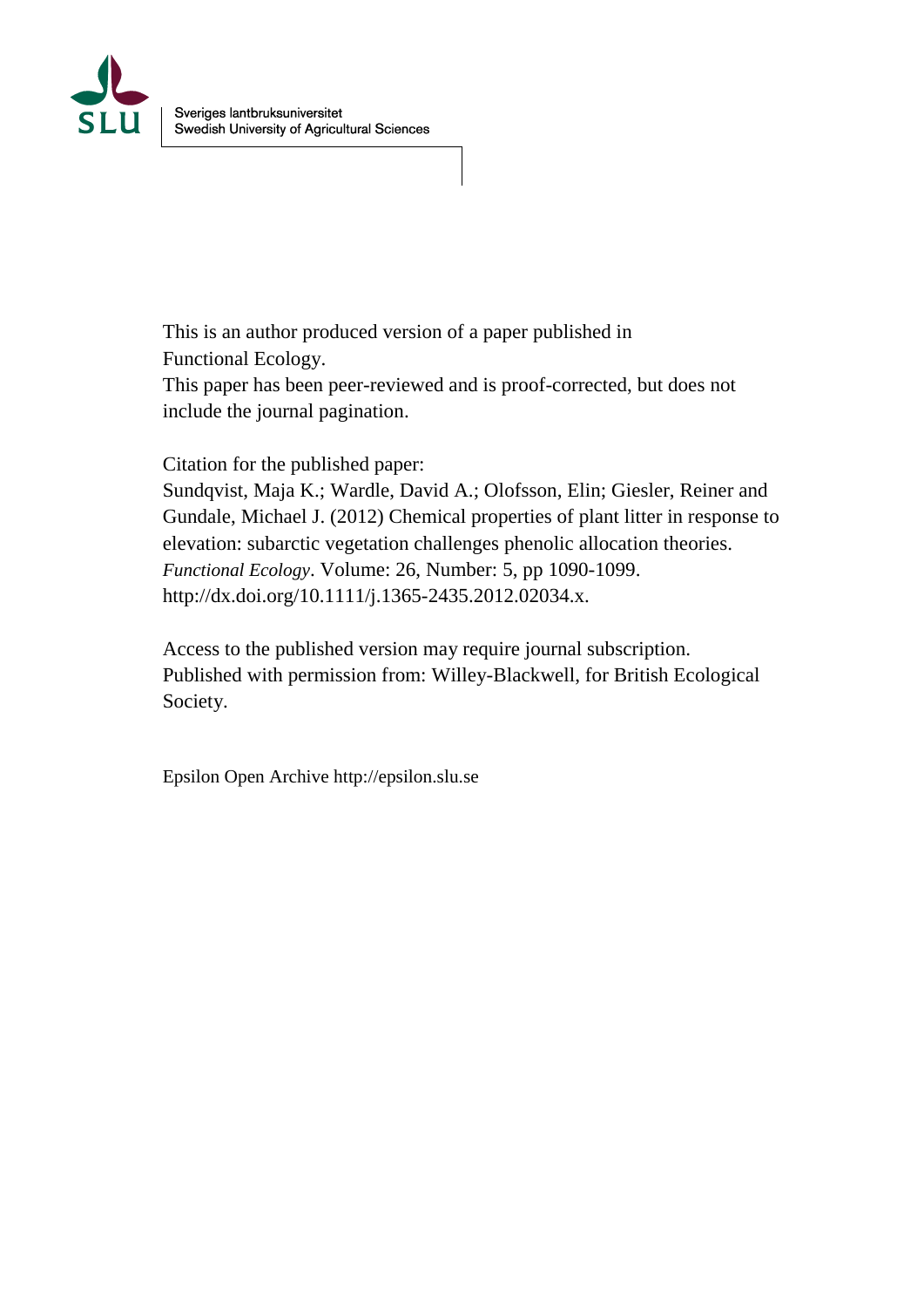Sveriges lantbruksuniversitet
Swedish University of Agricultural Sciences

This is an author produced version of a paper published in
Functional Ecology.
This paper has been peer-reviewed and is proof-corrected, but does not include the journal pagination.

Citation for the published paper:
Sundqvist, Maja K.; Wardle, David A.; Olofsson, Elin; Giesler, Reiner and Gundale, Michael J. (2012) Chemical properties of plant litter in response to elevation: subarctic vegetation challenges phenolic allocation theories. *Functional Ecology*. Volume: 26, Number: 5, pp 1090-1099.
http://dx.doi.org/10.1111/j.1365-2435.2012.02034.x.

Access to the published version may require journal subscription.
Published with permission from: Willey-Blackwell, for British Ecological Society.

Epsilon Open Archive http://epsilon.slu.se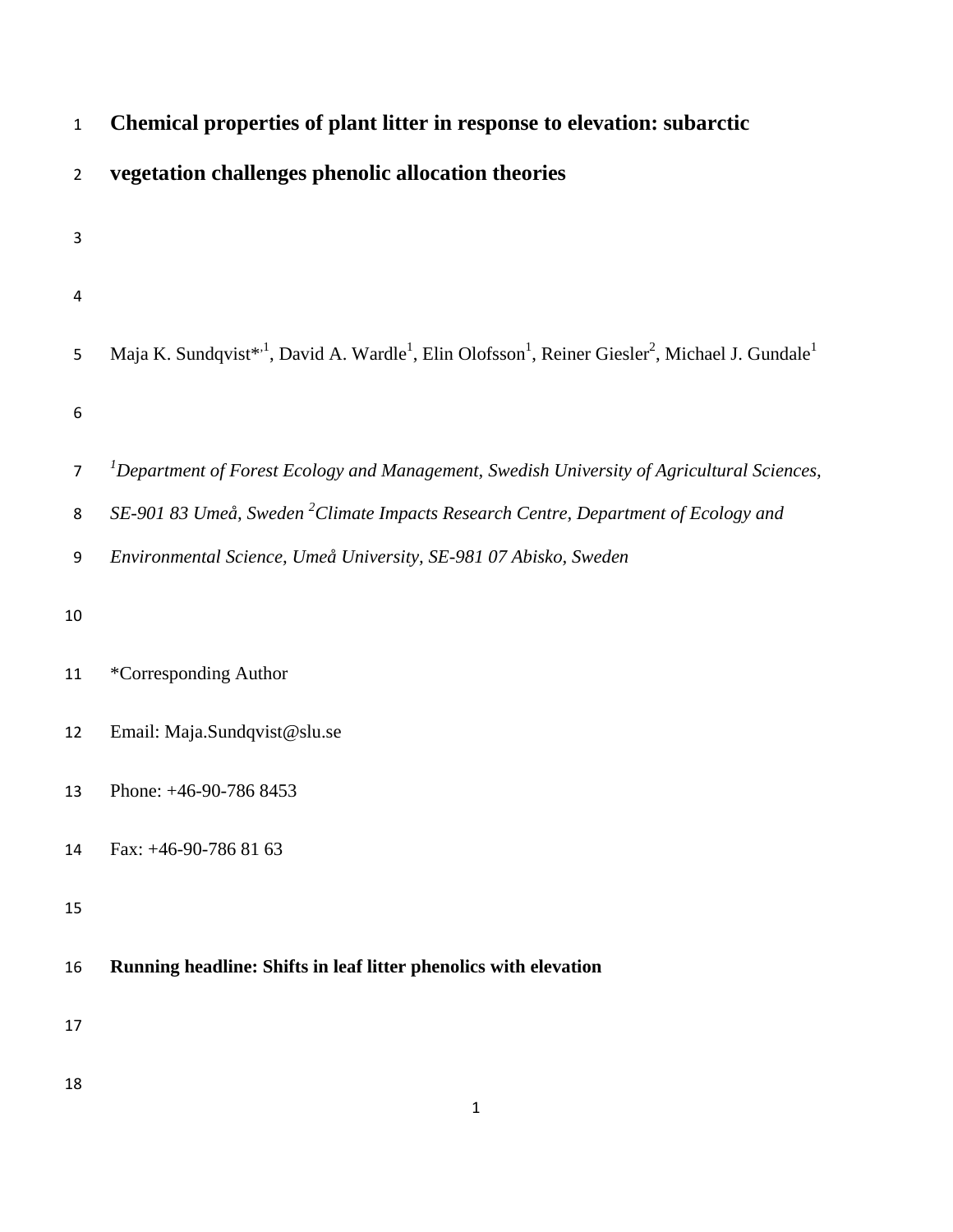# Chemical properties of plant litter in response to elevation: subarctic vegetation challenges phenolic allocation theories

Maja K. Sundqvist*[1], David A. Wardle[1], Elin Olofsson[1], Reiner Giesler[2], Michael J. Gundale[1]

[1]*Department of Forest Ecology and Management, Swedish University of Agricultural Sciences, SE-901 83 Umeå, Sweden* [2]*Climate Impacts Research Centre, Department of Ecology and Environmental Science, Umeå University, SE-981 07 Abisko, Sweden*

*Corresponding Author

Email: Maja.Sundqvist@slu.se

Phone: +46-90-786 8453

Fax: +46-90-786 81 63

**Running headline: Shifts in leaf litter phenolics with elevation**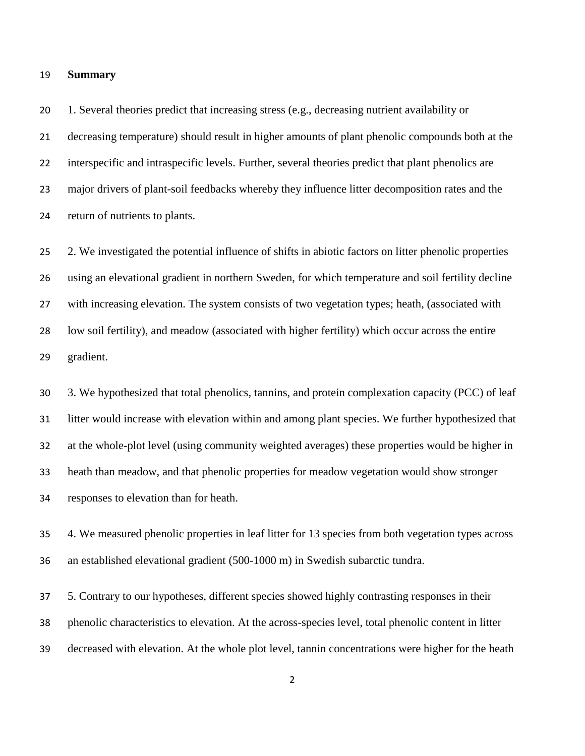## Summary

1. Several theories predict that increasing stress (e.g., decreasing nutrient availability or decreasing temperature) should result in higher amounts of plant phenolic compounds both at the interspecific and intraspecific levels. Further, several theories predict that plant phenolics are major drivers of plant-soil feedbacks whereby they influence litter decomposition rates and the return of nutrients to plants.

2. We investigated the potential influence of shifts in abiotic factors on litter phenolic properties using an elevational gradient in northern Sweden, for which temperature and soil fertility decline with increasing elevation. The system consists of two vegetation types; heath, (associated with low soil fertility), and meadow (associated with higher fertility) which occur across the entire gradient.

3. We hypothesized that total phenolics, tannins, and protein complexation capacity (PCC) of leaf litter would increase with elevation within and among plant species. We further hypothesized that at the whole-plot level (using community weighted averages) these properties would be higher in heath than meadow, and that phenolic properties for meadow vegetation would show stronger responses to elevation than for heath.

4. We measured phenolic properties in leaf litter for 13 species from both vegetation types across an established elevational gradient (500-1000 m) in Swedish subarctic tundra.

5. Contrary to our hypotheses, different species showed highly contrasting responses in their phenolic characteristics to elevation. At the across-species level, total phenolic content in litter decreased with elevation. At the whole plot level, tannin concentrations were higher for the heath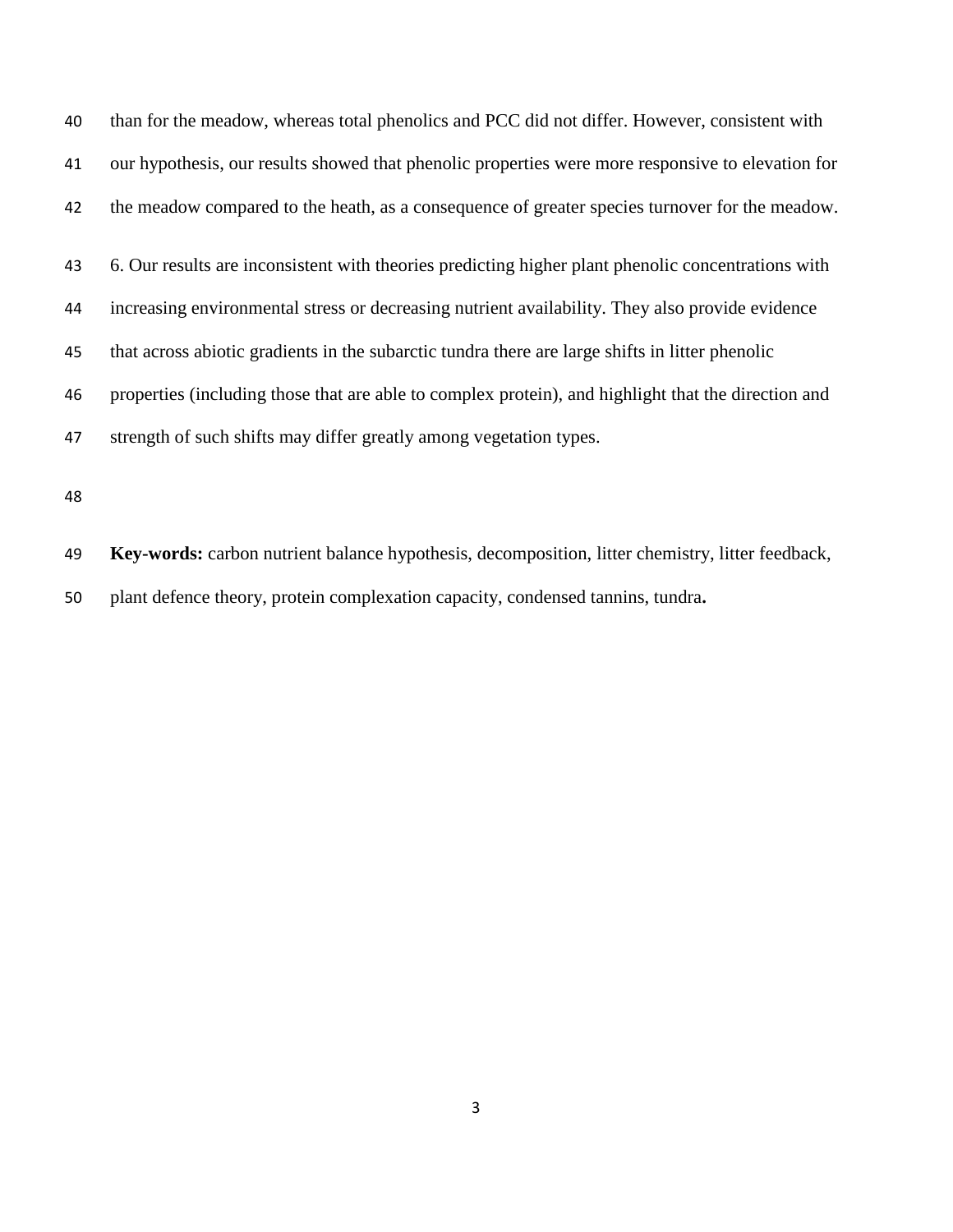than for the meadow, whereas total phenolics and PCC did not differ. However, consistent with our hypothesis, our results showed that phenolic properties were more responsive to elevation for the meadow compared to the heath, as a consequence of greater species turnover for the meadow.

6. Our results are inconsistent with theories predicting higher plant phenolic concentrations with increasing environmental stress or decreasing nutrient availability. They also provide evidence that across abiotic gradients in the subarctic tundra there are large shifts in litter phenolic properties (including those that are able to complex protein), and highlight that the direction and strength of such shifts may differ greatly among vegetation types.

**Key-words:** carbon nutrient balance hypothesis, decomposition, litter chemistry, litter feedback, plant defence theory, protein complexation capacity, condensed tannins, tundra**.**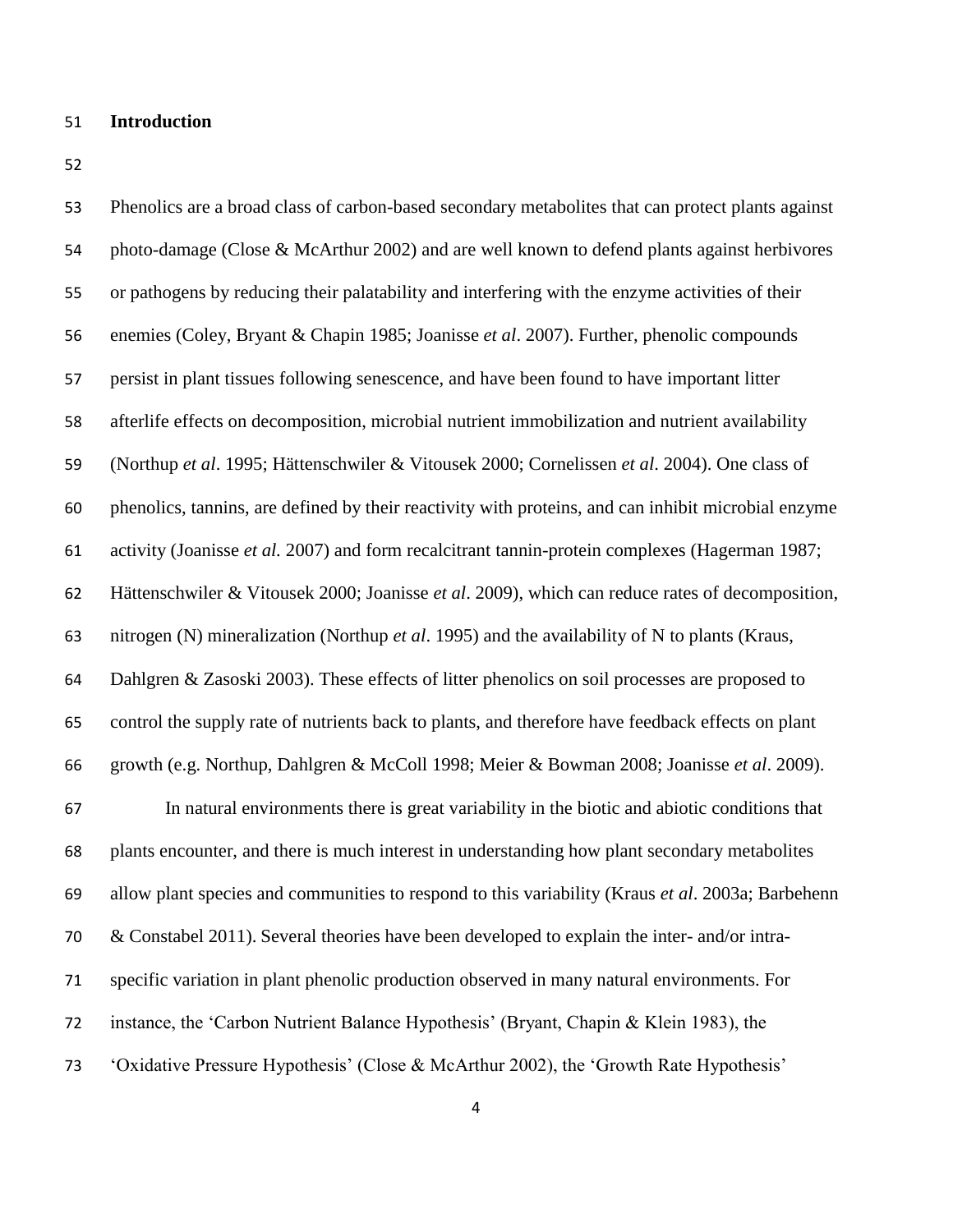## Introduction

Phenolics are a broad class of carbon-based secondary metabolites that can protect plants against photo-damage (Close & McArthur 2002) and are well known to defend plants against herbivores or pathogens by reducing their palatability and interfering with the enzyme activities of their enemies (Coley, Bryant & Chapin 1985; Joanisse *et al*. 2007). Further, phenolic compounds persist in plant tissues following senescence, and have been found to have important litter afterlife effects on decomposition, microbial nutrient immobilization and nutrient availability (Northup *et al*. 1995; Hättenschwiler & Vitousek 2000; Cornelissen *et al*. 2004). One class of phenolics, tannins, are defined by their reactivity with proteins, and can inhibit microbial enzyme activity (Joanisse *et al.* 2007) and form recalcitrant tannin-protein complexes (Hagerman 1987; Hättenschwiler & Vitousek 2000; Joanisse *et al*. 2009), which can reduce rates of decomposition, nitrogen (N) mineralization (Northup *et al*. 1995) and the availability of N to plants (Kraus, Dahlgren & Zasoski 2003). These effects of litter phenolics on soil processes are proposed to control the supply rate of nutrients back to plants, and therefore have feedback effects on plant growth (e.g. Northup, Dahlgren & McColl 1998; Meier & Bowman 2008; Joanisse *et al*. 2009).

In natural environments there is great variability in the biotic and abiotic conditions that plants encounter, and there is much interest in understanding how plant secondary metabolites allow plant species and communities to respond to this variability (Kraus *et al*. 2003a; Barbehenn & Constabel 2011). Several theories have been developed to explain the inter- and/or intra-specific variation in plant phenolic production observed in many natural environments. For instance, the 'Carbon Nutrient Balance Hypothesis' (Bryant, Chapin & Klein 1983), the 'Oxidative Pressure Hypothesis' (Close & McArthur 2002), the 'Growth Rate Hypothesis'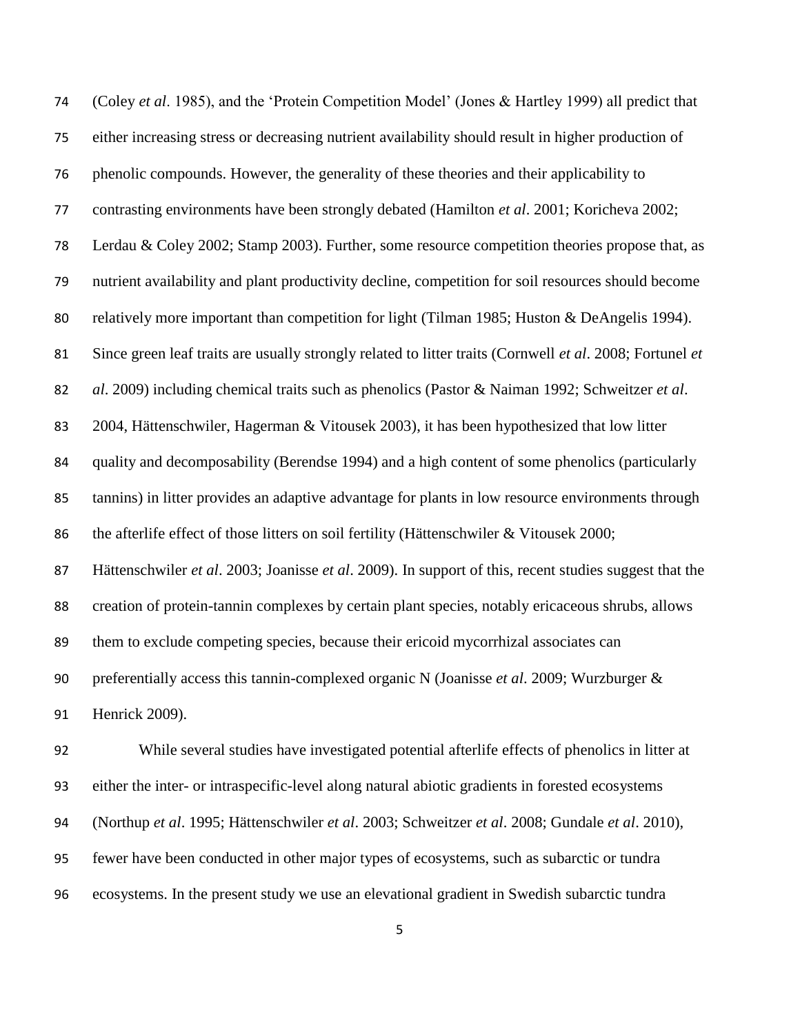(Coley *et al*. 1985), and the 'Protein Competition Model' (Jones & Hartley 1999) all predict that either increasing stress or decreasing nutrient availability should result in higher production of phenolic compounds. However, the generality of these theories and their applicability to contrasting environments have been strongly debated (Hamilton *et al*. 2001; Koricheva 2002; Lerdau & Coley 2002; Stamp 2003). Further, some resource competition theories propose that, as nutrient availability and plant productivity decline, competition for soil resources should become relatively more important than competition for light (Tilman 1985; Huston & DeAngelis 1994). Since green leaf traits are usually strongly related to litter traits (Cornwell *et al*. 2008; Fortunel *et al*. 2009) including chemical traits such as phenolics (Pastor & Naiman 1992; Schweitzer *et al*. 2004, Hättenschwiler, Hagerman & Vitousek 2003), it has been hypothesized that low litter quality and decomposability (Berendse 1994) and a high content of some phenolics (particularly tannins) in litter provides an adaptive advantage for plants in low resource environments through the afterlife effect of those litters on soil fertility (Hättenschwiler & Vitousek 2000; Hättenschwiler *et al*. 2003; Joanisse *et al*. 2009). In support of this, recent studies suggest that the creation of protein-tannin complexes by certain plant species, notably ericaceous shrubs, allows them to exclude competing species, because their ericoid mycorrhizal associates can preferentially access this tannin-complexed organic N (Joanisse *et al*. 2009; Wurzburger & Henrick 2009).

While several studies have investigated potential afterlife effects of phenolics in litter at either the inter- or intraspecific-level along natural abiotic gradients in forested ecosystems (Northup *et al*. 1995; Hättenschwiler *et al*. 2003; Schweitzer *et al*. 2008; Gundale *et al*. 2010), fewer have been conducted in other major types of ecosystems, such as subarctic or tundra ecosystems. In the present study we use an elevational gradient in Swedish subarctic tundra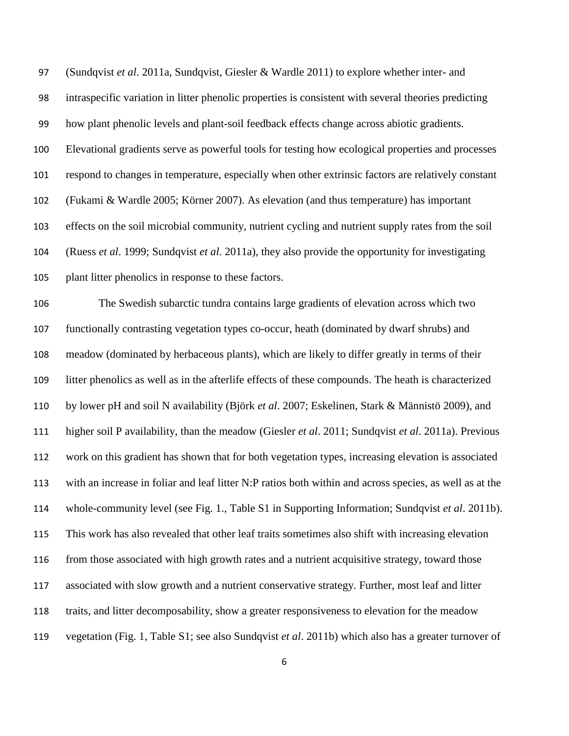(Sundqvist *et al*. 2011a, Sundqvist, Giesler & Wardle 2011) to explore whether inter- and intraspecific variation in litter phenolic properties is consistent with several theories predicting how plant phenolic levels and plant-soil feedback effects change across abiotic gradients. Elevational gradients serve as powerful tools for testing how ecological properties and processes respond to changes in temperature, especially when other extrinsic factors are relatively constant (Fukami & Wardle 2005; Körner 2007). As elevation (and thus temperature) has important effects on the soil microbial community, nutrient cycling and nutrient supply rates from the soil (Ruess *et al*. 1999; Sundqvist *et al*. 2011a), they also provide the opportunity for investigating plant litter phenolics in response to these factors.

The Swedish subarctic tundra contains large gradients of elevation across which two functionally contrasting vegetation types co-occur, heath (dominated by dwarf shrubs) and meadow (dominated by herbaceous plants), which are likely to differ greatly in terms of their litter phenolics as well as in the afterlife effects of these compounds. The heath is characterized by lower pH and soil N availability (Björk *et al*. 2007; Eskelinen, Stark & Männistö 2009), and higher soil P availability, than the meadow (Giesler *et al*. 2011; Sundqvist *et al*. 2011a). Previous work on this gradient has shown that for both vegetation types, increasing elevation is associated with an increase in foliar and leaf litter N:P ratios both within and across species, as well as at the whole-community level (see Fig. 1., Table S1 in Supporting Information; Sundqvist *et al*. 2011b). This work has also revealed that other leaf traits sometimes also shift with increasing elevation from those associated with high growth rates and a nutrient acquisitive strategy, toward those associated with slow growth and a nutrient conservative strategy. Further, most leaf and litter traits, and litter decomposability, show a greater responsiveness to elevation for the meadow vegetation (Fig. 1, Table S1; see also Sundqvist *et al*. 2011b) which also has a greater turnover of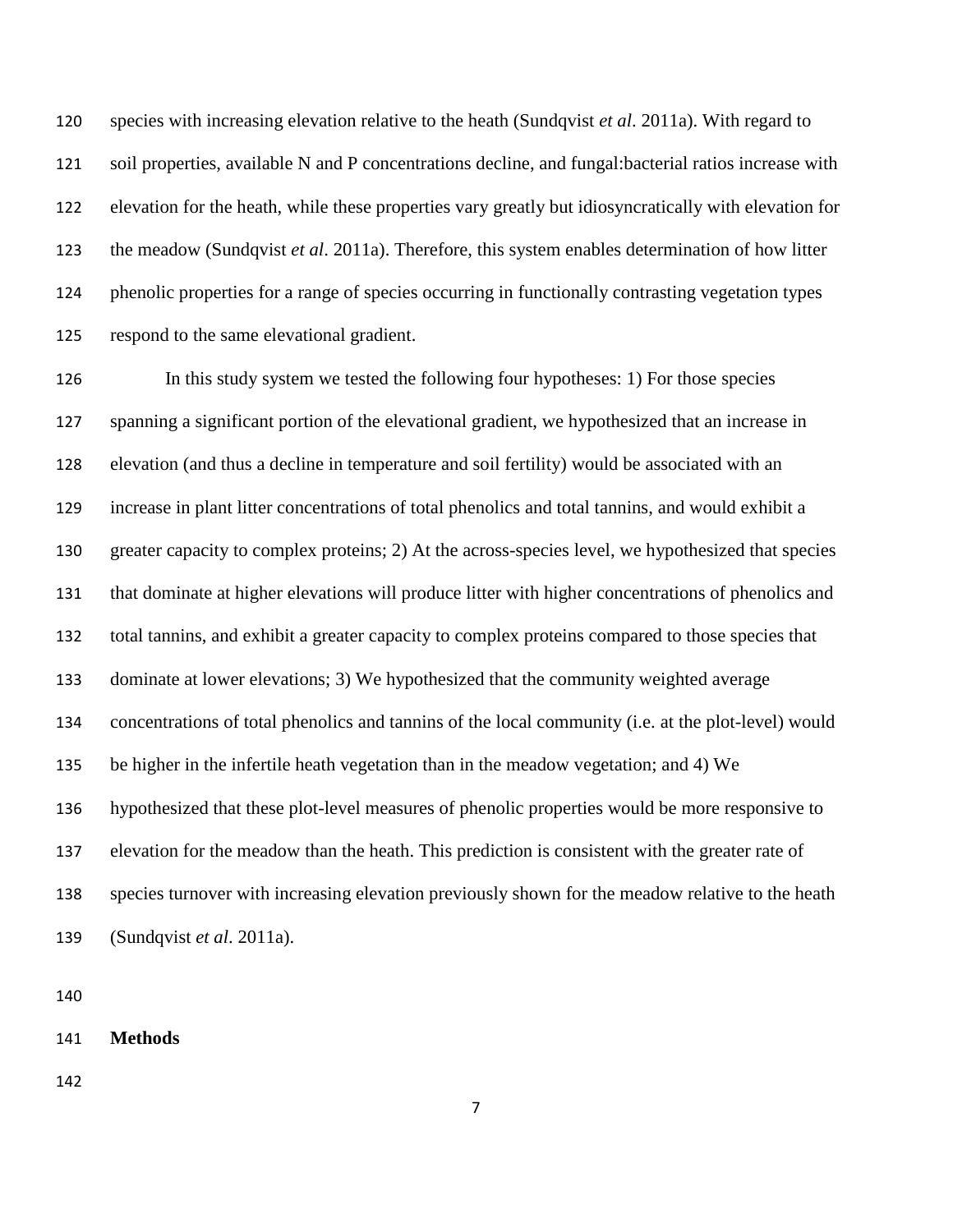species with increasing elevation relative to the heath (Sundqvist *et al*. 2011a). With regard to soil properties, available N and P concentrations decline, and fungal:bacterial ratios increase with elevation for the heath, while these properties vary greatly but idiosyncratically with elevation for the meadow (Sundqvist *et al*. 2011a). Therefore, this system enables determination of how litter phenolic properties for a range of species occurring in functionally contrasting vegetation types respond to the same elevational gradient.

In this study system we tested the following four hypotheses: 1) For those species spanning a significant portion of the elevational gradient, we hypothesized that an increase in elevation (and thus a decline in temperature and soil fertility) would be associated with an increase in plant litter concentrations of total phenolics and total tannins, and would exhibit a greater capacity to complex proteins; 2) At the across-species level, we hypothesized that species that dominate at higher elevations will produce litter with higher concentrations of phenolics and total tannins, and exhibit a greater capacity to complex proteins compared to those species that dominate at lower elevations; 3) We hypothesized that the community weighted average concentrations of total phenolics and tannins of the local community (i.e. at the plot-level) would be higher in the infertile heath vegetation than in the meadow vegetation; and 4) We hypothesized that these plot-level measures of phenolic properties would be more responsive to elevation for the meadow than the heath. This prediction is consistent with the greater rate of species turnover with increasing elevation previously shown for the meadow relative to the heath (Sundqvist *et al*. 2011a).

## Methods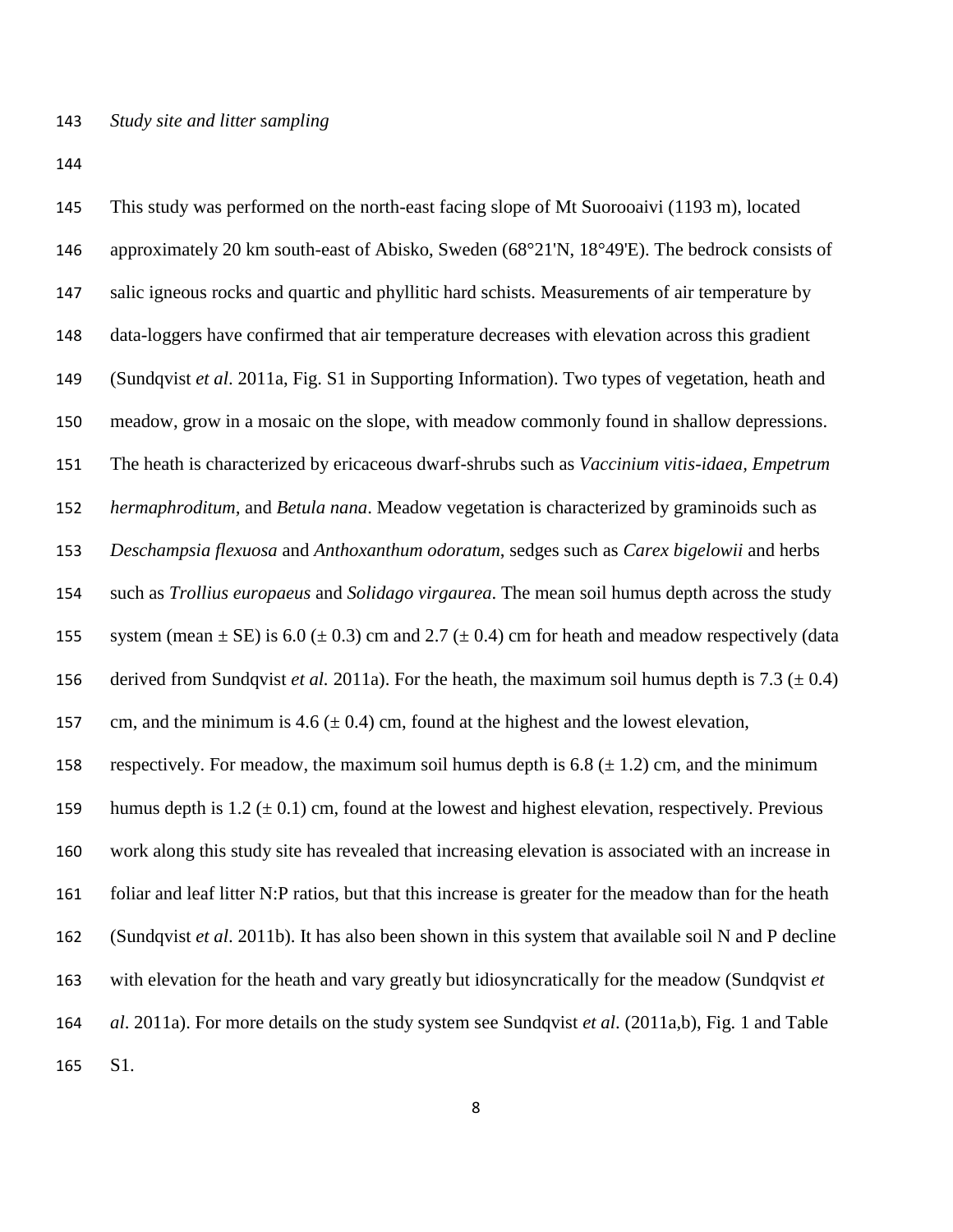*Study site and litter sampling*

This study was performed on the north-east facing slope of Mt Suorooaivi (1193 m), located approximately 20 km south-east of Abisko, Sweden (68°21'N, 18°49'E). The bedrock consists of salic igneous rocks and quartic and phyllitic hard schists. Measurements of air temperature by data-loggers have confirmed that air temperature decreases with elevation across this gradient (Sundqvist *et al*. 2011a, Fig. S1 in Supporting Information). Two types of vegetation, heath and meadow, grow in a mosaic on the slope, with meadow commonly found in shallow depressions. The heath is characterized by ericaceous dwarf-shrubs such as *Vaccinium vitis-idaea*, *Empetrum hermaphroditum*, and *Betula nana*. Meadow vegetation is characterized by graminoids such as *Deschampsia flexuosa* and *Anthoxanthum odoratum*, sedges such as *Carex bigelowii* and herbs such as *Trollius europaeus* and *Solidago virgaurea*. The mean soil humus depth across the study system (mean ± SE) is 6.0 (± 0.3) cm and 2.7 (± 0.4) cm for heath and meadow respectively (data derived from Sundqvist *et al.* 2011a). For the heath, the maximum soil humus depth is 7.3 (± 0.4) cm, and the minimum is 4.6 (± 0.4) cm, found at the highest and the lowest elevation, respectively. For meadow, the maximum soil humus depth is 6.8 (± 1.2) cm, and the minimum humus depth is 1.2 (± 0.1) cm, found at the lowest and highest elevation, respectively. Previous work along this study site has revealed that increasing elevation is associated with an increase in foliar and leaf litter N:P ratios, but that this increase is greater for the meadow than for the heath (Sundqvist *et al*. 2011b). It has also been shown in this system that available soil N and P decline with elevation for the heath and vary greatly but idiosyncratically for the meadow (Sundqvist *et al*. 2011a). For more details on the study system see Sundqvist *et al*. (2011a,b), Fig. 1 and Table S1.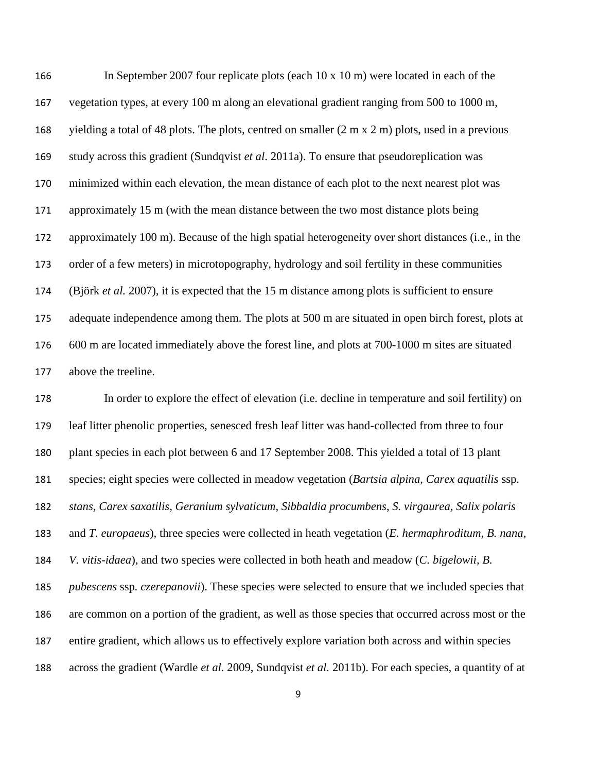In September 2007 four replicate plots (each 10 x 10 m) were located in each of the vegetation types, at every 100 m along an elevational gradient ranging from 500 to 1000 m, yielding a total of 48 plots. The plots, centred on smaller (2 m x 2 m) plots, used in a previous study across this gradient (Sundqvist *et al*. 2011a). To ensure that pseudoreplication was minimized within each elevation, the mean distance of each plot to the next nearest plot was approximately 15 m (with the mean distance between the two most distance plots being approximately 100 m). Because of the high spatial heterogeneity over short distances (i.e., in the order of a few meters) in microtopography, hydrology and soil fertility in these communities (Björk *et al.* 2007), it is expected that the 15 m distance among plots is sufficient to ensure adequate independence among them. The plots at 500 m are situated in open birch forest, plots at 600 m are located immediately above the forest line, and plots at 700-1000 m sites are situated above the treeline.

In order to explore the effect of elevation (i.e. decline in temperature and soil fertility) on leaf litter phenolic properties, senesced fresh leaf litter was hand-collected from three to four plant species in each plot between 6 and 17 September 2008. This yielded a total of 13 plant species; eight species were collected in meadow vegetation (*Bartsia alpina*, *Carex aquatilis* ssp. *stans*, *Carex saxatilis*, *Geranium sylvaticum*, *Sibbaldia procumbens*, *S. virgaurea*, *Salix polaris* and *T. europaeus*), three species were collected in heath vegetation (*E. hermaphroditum*, *B. nana*, *V. vitis-idaea*), and two species were collected in both heath and meadow (*C. bigelowii*, *B. pubescens* ssp. *czerepanovii*). These species were selected to ensure that we included species that are common on a portion of the gradient, as well as those species that occurred across most or the entire gradient, which allows us to effectively explore variation both across and within species across the gradient (Wardle *et al.* 2009, Sundqvist *et al.* 2011b). For each species, a quantity of at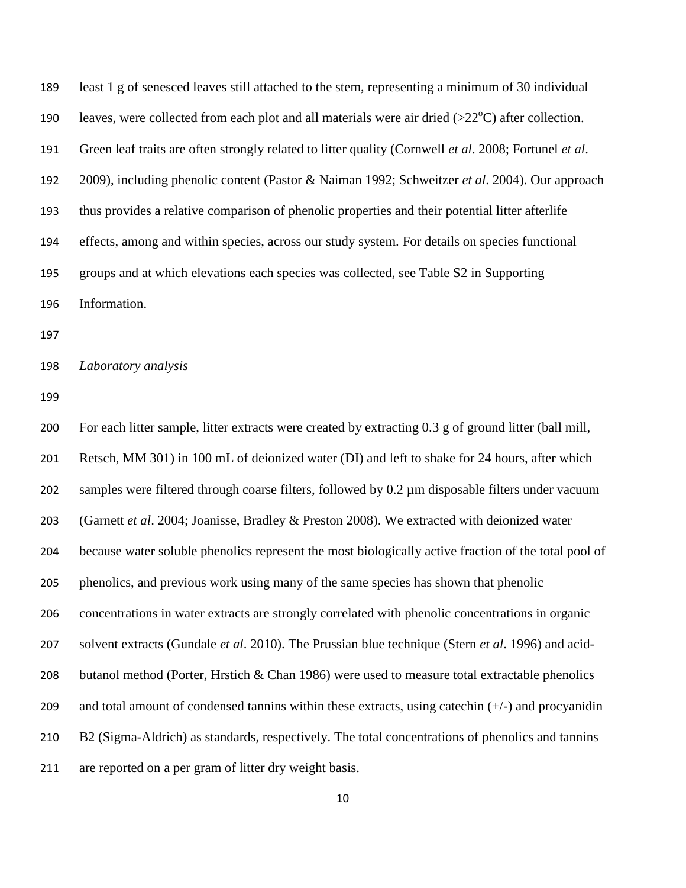least 1 g of senesced leaves still attached to the stem, representing a minimum of 30 individual leaves, were collected from each plot and all materials were air dried (>22°C) after collection. Green leaf traits are often strongly related to litter quality (Cornwell *et al*. 2008; Fortunel *et al*. 2009), including phenolic content (Pastor & Naiman 1992; Schweitzer *et al*. 2004). Our approach thus provides a relative comparison of phenolic properties and their potential litter afterlife effects, among and within species, across our study system. For details on species functional groups and at which elevations each species was collected, see Table S2 in Supporting Information.

*Laboratory analysis*

For each litter sample, litter extracts were created by extracting 0.3 g of ground litter (ball mill, Retsch, MM 301) in 100 mL of deionized water (DI) and left to shake for 24 hours, after which samples were filtered through coarse filters, followed by 0.2 µm disposable filters under vacuum (Garnett *et al*. 2004; Joanisse, Bradley & Preston 2008). We extracted with deionized water because water soluble phenolics represent the most biologically active fraction of the total pool of phenolics, and previous work using many of the same species has shown that phenolic concentrations in water extracts are strongly correlated with phenolic concentrations in organic solvent extracts (Gundale *et al*. 2010). The Prussian blue technique (Stern *et al*. 1996) and acid-butanol method (Porter, Hrstich & Chan 1986) were used to measure total extractable phenolics and total amount of condensed tannins within these extracts, using catechin (+/-) and procyanidin B2 (Sigma-Aldrich) as standards, respectively. The total concentrations of phenolics and tannins are reported on a per gram of litter dry weight basis.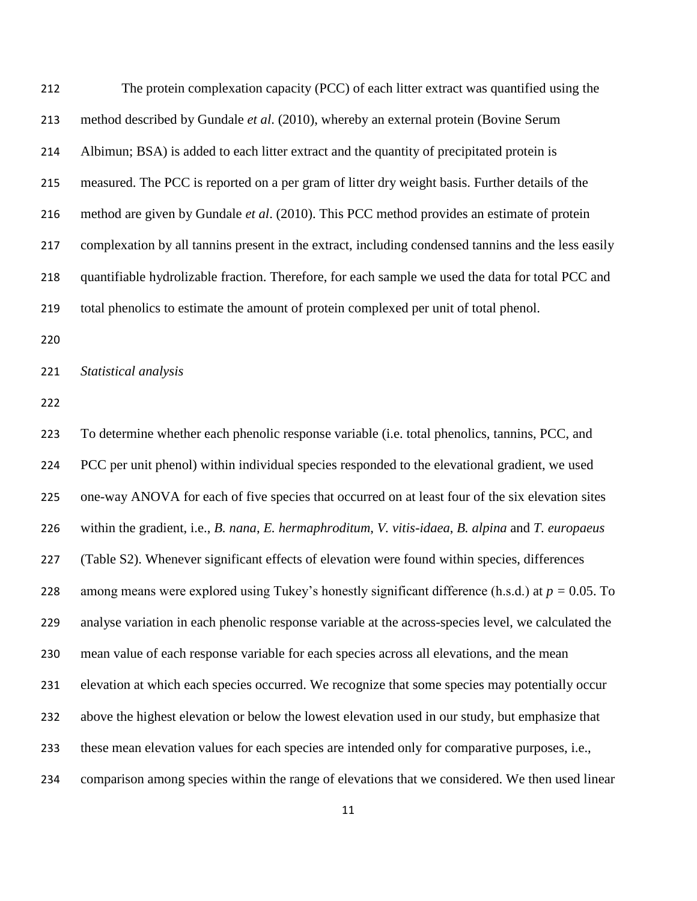The protein complexation capacity (PCC) of each litter extract was quantified using the method described by Gundale *et al*. (2010), whereby an external protein (Bovine Serum Albimun; BSA) is added to each litter extract and the quantity of precipitated protein is measured. The PCC is reported on a per gram of litter dry weight basis. Further details of the method are given by Gundale *et al*. (2010). This PCC method provides an estimate of protein complexation by all tannins present in the extract, including condensed tannins and the less easily quantifiable hydrolizable fraction. Therefore, for each sample we used the data for total PCC and total phenolics to estimate the amount of protein complexed per unit of total phenol.

*Statistical analysis*

To determine whether each phenolic response variable (i.e. total phenolics, tannins, PCC, and PCC per unit phenol) within individual species responded to the elevational gradient, we used one-way ANOVA for each of five species that occurred on at least four of the six elevation sites within the gradient, i.e., *B. nana*, *E. hermaphroditum*, *V. vitis-idaea*, *B. alpina* and *T. europaeus* (Table S2). Whenever significant effects of elevation were found within species, differences among means were explored using Tukey's honestly significant difference (h.s.d.) at $p = 0.05$. To analyse variation in each phenolic response variable at the across-species level, we calculated the mean value of each response variable for each species across all elevations, and the mean elevation at which each species occurred. We recognize that some species may potentially occur above the highest elevation or below the lowest elevation used in our study, but emphasize that these mean elevation values for each species are intended only for comparative purposes, i.e., comparison among species within the range of elevations that we considered. We then used linear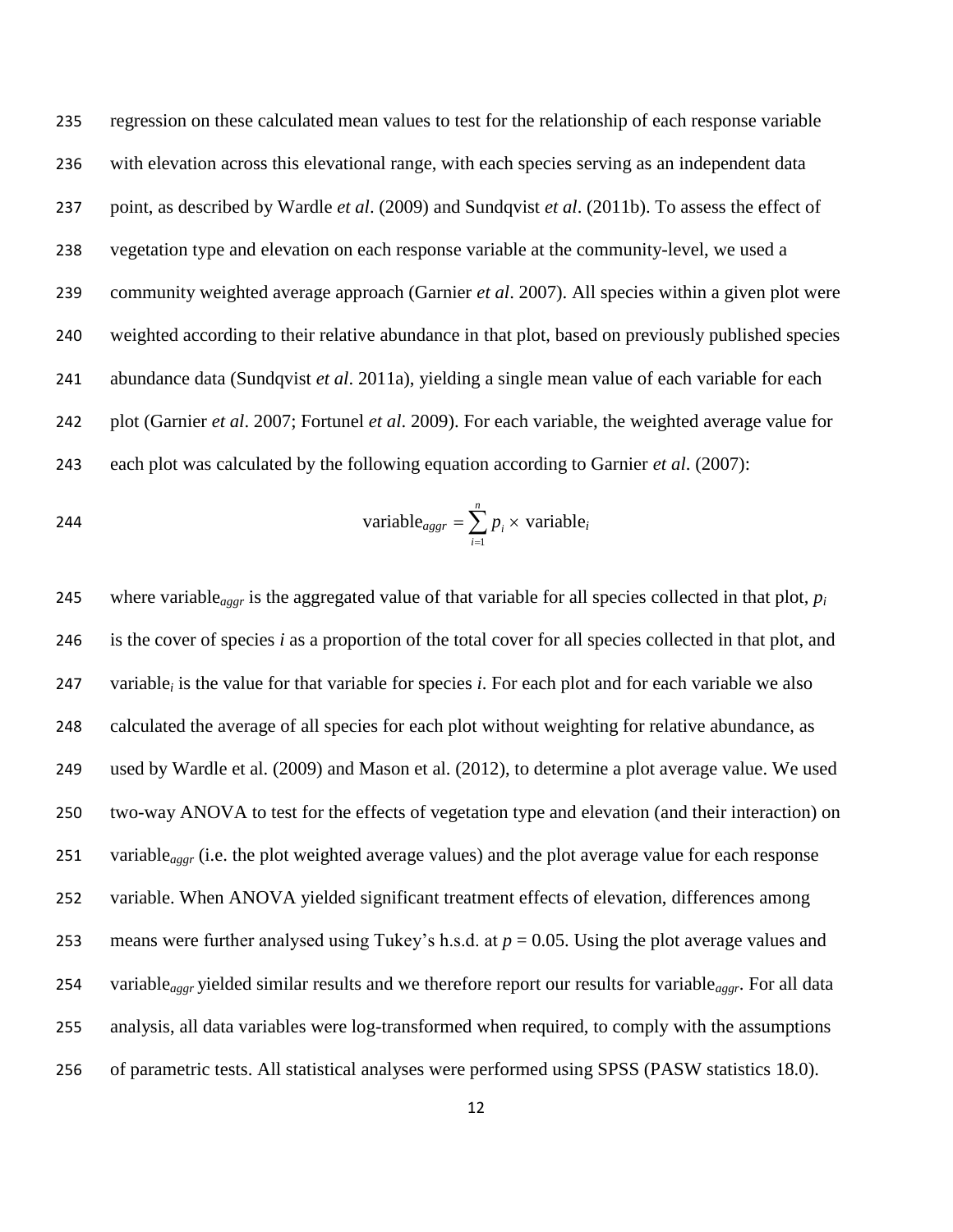regression on these calculated mean values to test for the relationship of each response variable with elevation across this elevational range, with each species serving as an independent data point, as described by Wardle *et al*. (2009) and Sundqvist *et al*. (2011b). To assess the effect of vegetation type and elevation on each response variable at the community-level, we used a community weighted average approach (Garnier *et al*. 2007). All species within a given plot were weighted according to their relative abundance in that plot, based on previously published species abundance data (Sundqvist *et al*. 2011a), yielding a single mean value of each variable for each plot (Garnier *et al*. 2007; Fortunel *et al*. 2009). For each variable, the weighted average value for each plot was calculated by the following equation according to Garnier *et al*. (2007):

$$\text{variable}_{aggr} = \sum_{i=1}^{n} p_i \times \text{variable}_i$$

where $\text{variable}_{aggr}$ is the aggregated value of that variable for all species collected in that plot, $p_i$ is the cover of species *i* as a proportion of the total cover for all species collected in that plot, and $\text{variable}_i$ is the value for that variable for species *i*. For each plot and for each variable we also calculated the average of all species for each plot without weighting for relative abundance, as used by Wardle et al. (2009) and Mason et al. (2012), to determine a plot average value. We used two-way ANOVA to test for the effects of vegetation type and elevation (and their interaction) on $\text{variable}_{aggr}$ (i.e. the plot weighted average values) and the plot average value for each response variable. When ANOVA yielded significant treatment effects of elevation, differences among means were further analysed using Tukey's h.s.d. at $p = 0.05$. Using the plot average values and $\text{variable}_{aggr}$ yielded similar results and we therefore report our results for $\text{variable}_{aggr}$. For all data analysis, all data variables were log-transformed when required, to comply with the assumptions of parametric tests. All statistical analyses were performed using SPSS (PASW statistics 18.0).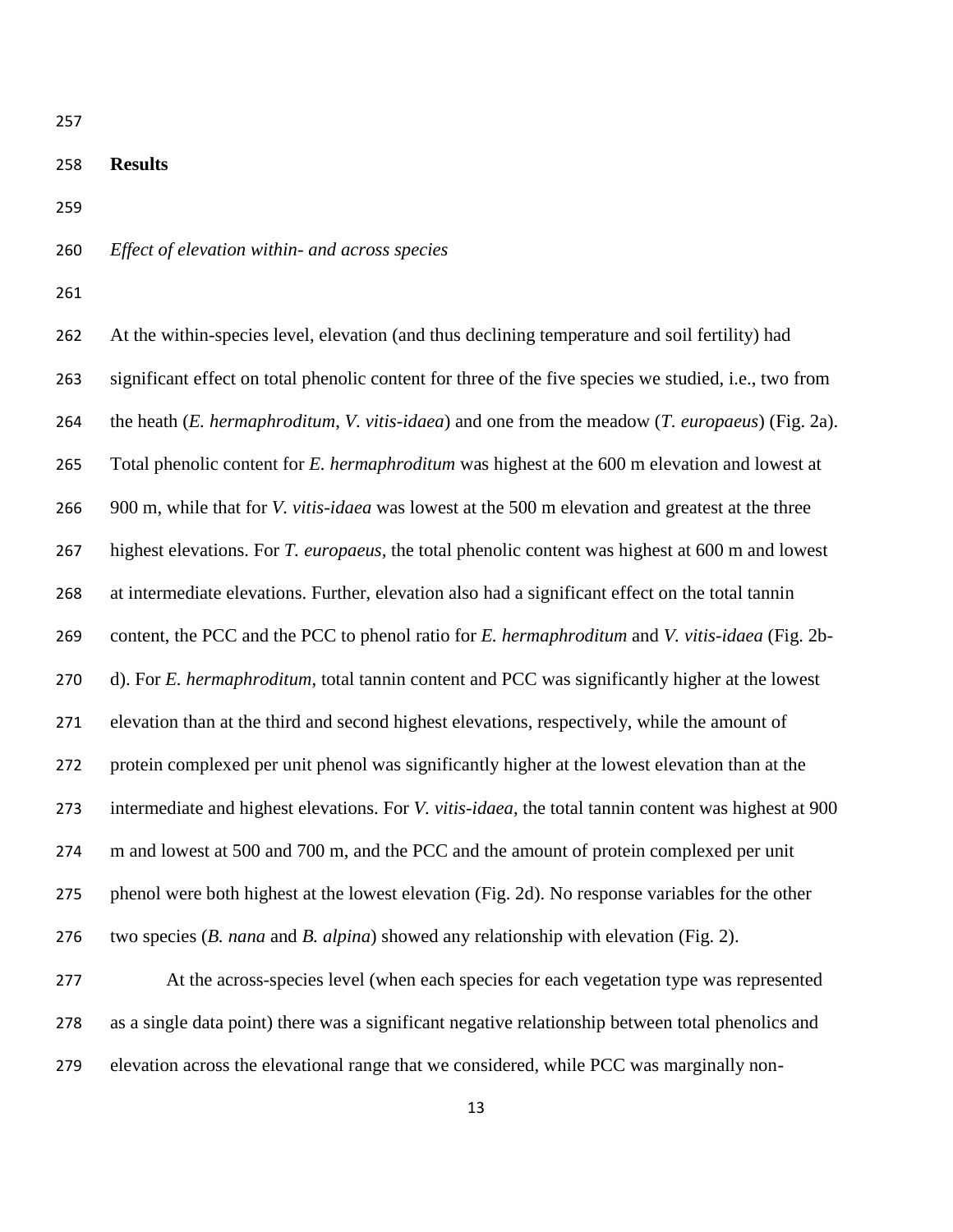## Results

### *Effect of elevation within- and across species*

At the within-species level, elevation (and thus declining temperature and soil fertility) had significant effect on total phenolic content for three of the five species we studied, i.e., two from the heath (*E. hermaphroditum*, *V. vitis-idaea*) and one from the meadow (*T. europaeus*) (Fig. 2a). Total phenolic content for *E. hermaphroditum* was highest at the 600 m elevation and lowest at 900 m, while that for *V. vitis-idaea* was lowest at the 500 m elevation and greatest at the three highest elevations. For *T. europaeus*, the total phenolic content was highest at 600 m and lowest at intermediate elevations. Further, elevation also had a significant effect on the total tannin content, the PCC and the PCC to phenol ratio for *E. hermaphroditum* and *V. vitis-idaea* (Fig. 2b-d). For *E. hermaphroditum*, total tannin content and PCC was significantly higher at the lowest elevation than at the third and second highest elevations, respectively, while the amount of protein complexed per unit phenol was significantly higher at the lowest elevation than at the intermediate and highest elevations. For *V. vitis-idaea*, the total tannin content was highest at 900 m and lowest at 500 and 700 m, and the PCC and the amount of protein complexed per unit phenol were both highest at the lowest elevation (Fig. 2d). No response variables for the other two species (*B. nana* and *B. alpina*) showed any relationship with elevation (Fig. 2).

At the across-species level (when each species for each vegetation type was represented as a single data point) there was a significant negative relationship between total phenolics and elevation across the elevational range that we considered, while PCC was marginally non-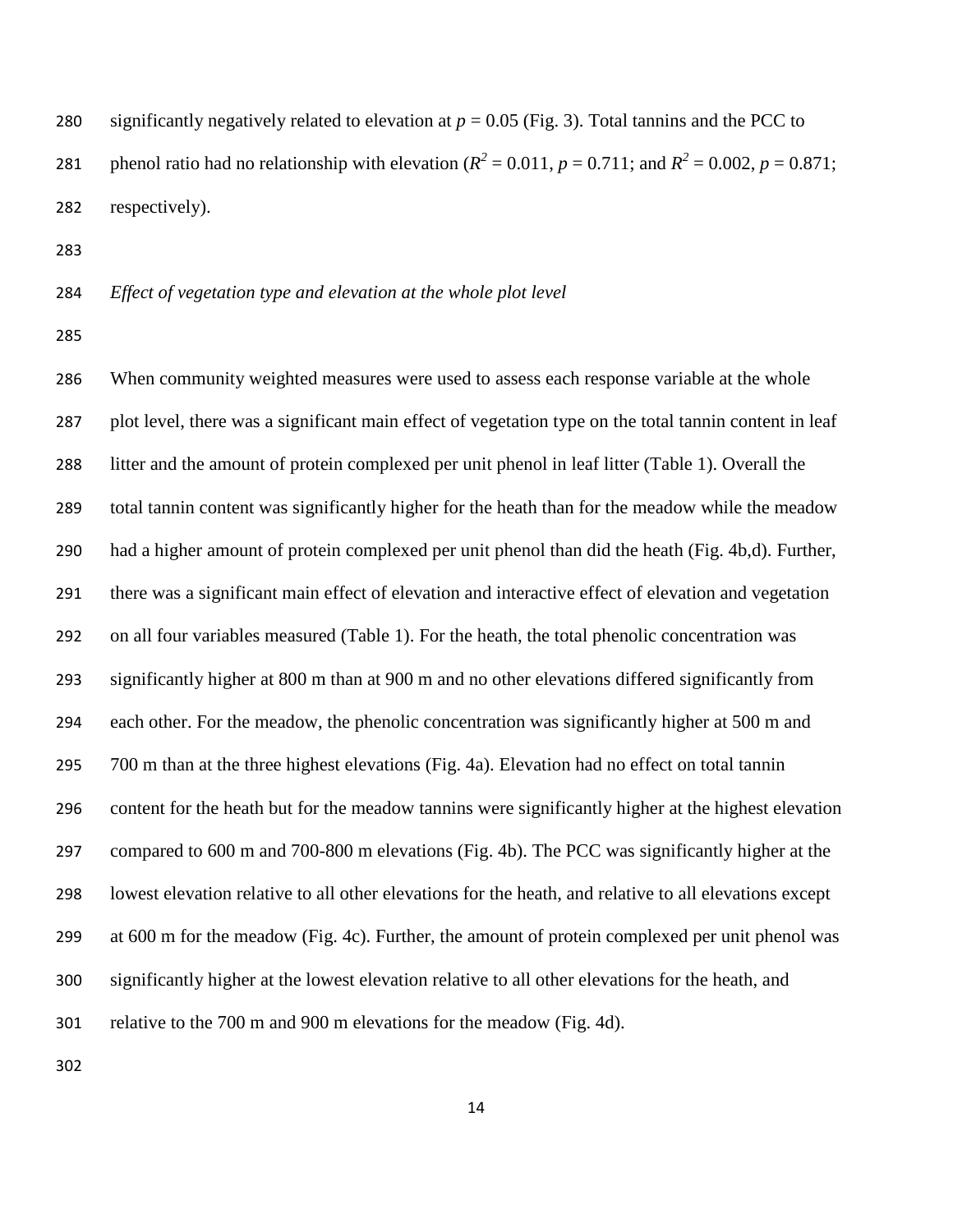significantly negatively related to elevation at $p = 0.05$ (Fig. 3). Total tannins and the PCC to phenol ratio had no relationship with elevation ($R^2 = 0.011$, $p = 0.711$; and $R^2 = 0.002$, $p = 0.871$; respectively).

*Effect of vegetation type and elevation at the whole plot level*

When community weighted measures were used to assess each response variable at the whole plot level, there was a significant main effect of vegetation type on the total tannin content in leaf litter and the amount of protein complexed per unit phenol in leaf litter (Table 1). Overall the total tannin content was significantly higher for the heath than for the meadow while the meadow had a higher amount of protein complexed per unit phenol than did the heath (Fig. 4b,d). Further, there was a significant main effect of elevation and interactive effect of elevation and vegetation on all four variables measured (Table 1). For the heath, the total phenolic concentration was significantly higher at 800 m than at 900 m and no other elevations differed significantly from each other. For the meadow, the phenolic concentration was significantly higher at 500 m and 700 m than at the three highest elevations (Fig. 4a). Elevation had no effect on total tannin content for the heath but for the meadow tannins were significantly higher at the highest elevation compared to 600 m and 700-800 m elevations (Fig. 4b). The PCC was significantly higher at the lowest elevation relative to all other elevations for the heath, and relative to all elevations except at 600 m for the meadow (Fig. 4c). Further, the amount of protein complexed per unit phenol was significantly higher at the lowest elevation relative to all other elevations for the heath, and relative to the 700 m and 900 m elevations for the meadow (Fig. 4d).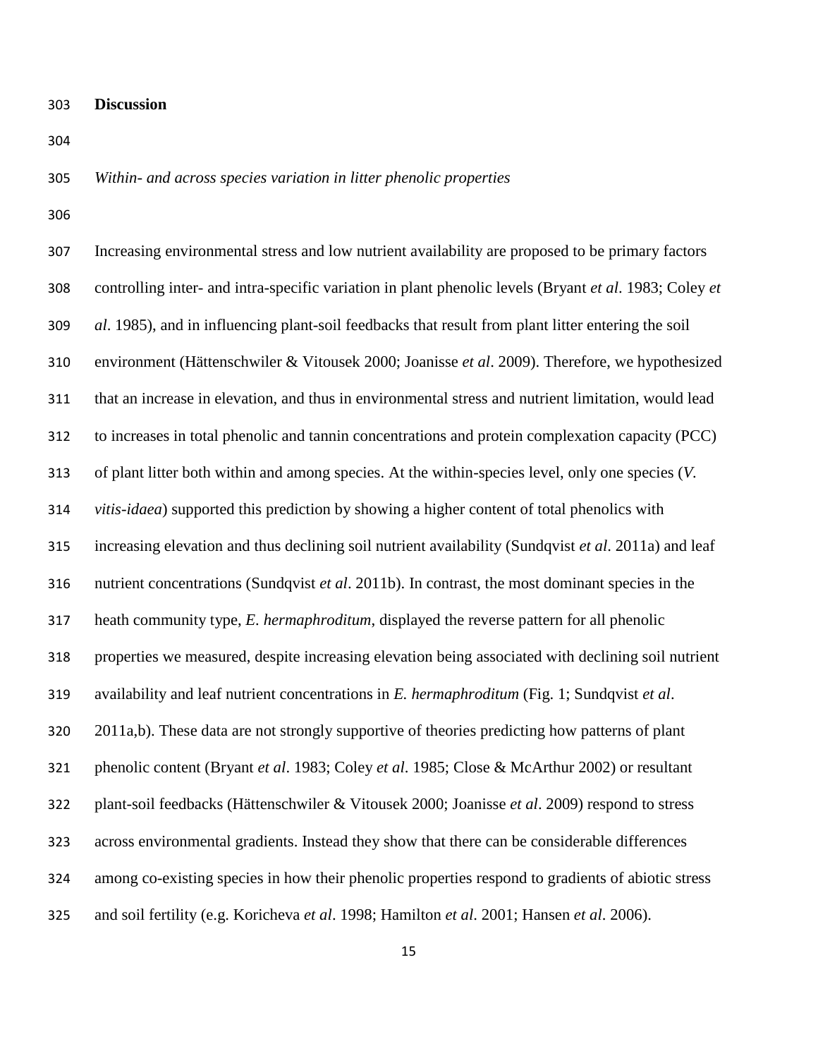## Discussion

*Within- and across species variation in litter phenolic properties*

Increasing environmental stress and low nutrient availability are proposed to be primary factors controlling inter- and intra-specific variation in plant phenolic levels (Bryant *et al*. 1983; Coley *et al*. 1985), and in influencing plant-soil feedbacks that result from plant litter entering the soil environment (Hättenschwiler & Vitousek 2000; Joanisse *et al*. 2009). Therefore, we hypothesized that an increase in elevation, and thus in environmental stress and nutrient limitation, would lead to increases in total phenolic and tannin concentrations and protein complexation capacity (PCC) of plant litter both within and among species. At the within-species level, only one species (*V. vitis-idaea*) supported this prediction by showing a higher content of total phenolics with increasing elevation and thus declining soil nutrient availability (Sundqvist *et al*. 2011a) and leaf nutrient concentrations (Sundqvist *et al*. 2011b). In contrast, the most dominant species in the heath community type, *E. hermaphroditum*, displayed the reverse pattern for all phenolic properties we measured, despite increasing elevation being associated with declining soil nutrient availability and leaf nutrient concentrations in *E. hermaphroditum* (Fig. 1; Sundqvist *et al*. 2011a,b). These data are not strongly supportive of theories predicting how patterns of plant phenolic content (Bryant *et al*. 1983; Coley *et al*. 1985; Close & McArthur 2002) or resultant plant-soil feedbacks (Hättenschwiler & Vitousek 2000; Joanisse *et al*. 2009) respond to stress across environmental gradients. Instead they show that there can be considerable differences among co-existing species in how their phenolic properties respond to gradients of abiotic stress and soil fertility (e.g. Koricheva *et al*. 1998; Hamilton *et al*. 2001; Hansen *et al*. 2006).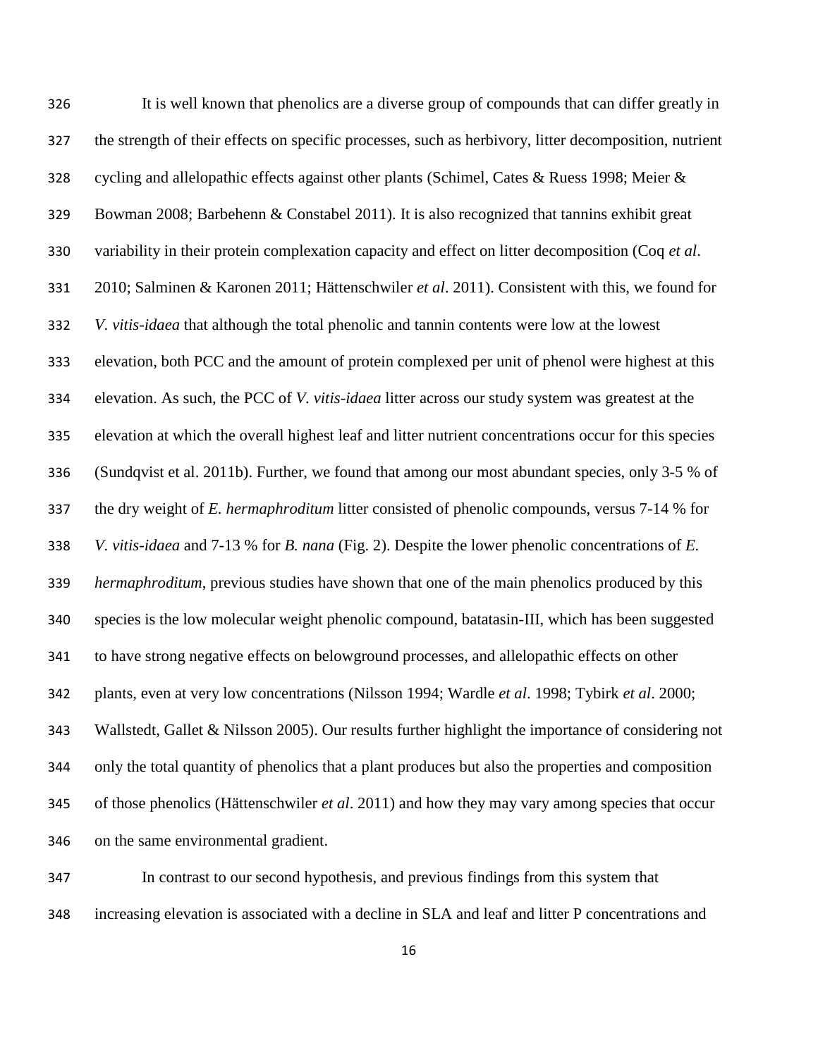It is well known that phenolics are a diverse group of compounds that can differ greatly in the strength of their effects on specific processes, such as herbivory, litter decomposition, nutrient cycling and allelopathic effects against other plants (Schimel, Cates & Ruess 1998; Meier & Bowman 2008; Barbehenn & Constabel 2011). It is also recognized that tannins exhibit great variability in their protein complexation capacity and effect on litter decomposition (Coq *et al*. 2010; Salminen & Karonen 2011; Hättenschwiler *et al*. 2011). Consistent with this, we found for *V. vitis-idaea* that although the total phenolic and tannin contents were low at the lowest elevation, both PCC and the amount of protein complexed per unit of phenol were highest at this elevation. As such, the PCC of *V. vitis-idaea* litter across our study system was greatest at the elevation at which the overall highest leaf and litter nutrient concentrations occur for this species (Sundqvist et al. 2011b). Further, we found that among our most abundant species, only 3-5 % of the dry weight of *E. hermaphroditum* litter consisted of phenolic compounds, versus 7-14 % for *V. vitis-idaea* and 7-13 % for *B. nana* (Fig. 2). Despite the lower phenolic concentrations of *E. hermaphroditum*, previous studies have shown that one of the main phenolics produced by this species is the low molecular weight phenolic compound, batatasin-III, which has been suggested to have strong negative effects on belowground processes, and allelopathic effects on other plants, even at very low concentrations (Nilsson 1994; Wardle *et al*. 1998; Tybirk *et al*. 2000; Wallstedt, Gallet & Nilsson 2005). Our results further highlight the importance of considering not only the total quantity of phenolics that a plant produces but also the properties and composition of those phenolics (Hättenschwiler *et al*. 2011) and how they may vary among species that occur on the same environmental gradient.

In contrast to our second hypothesis, and previous findings from this system that increasing elevation is associated with a decline in SLA and leaf and litter P concentrations and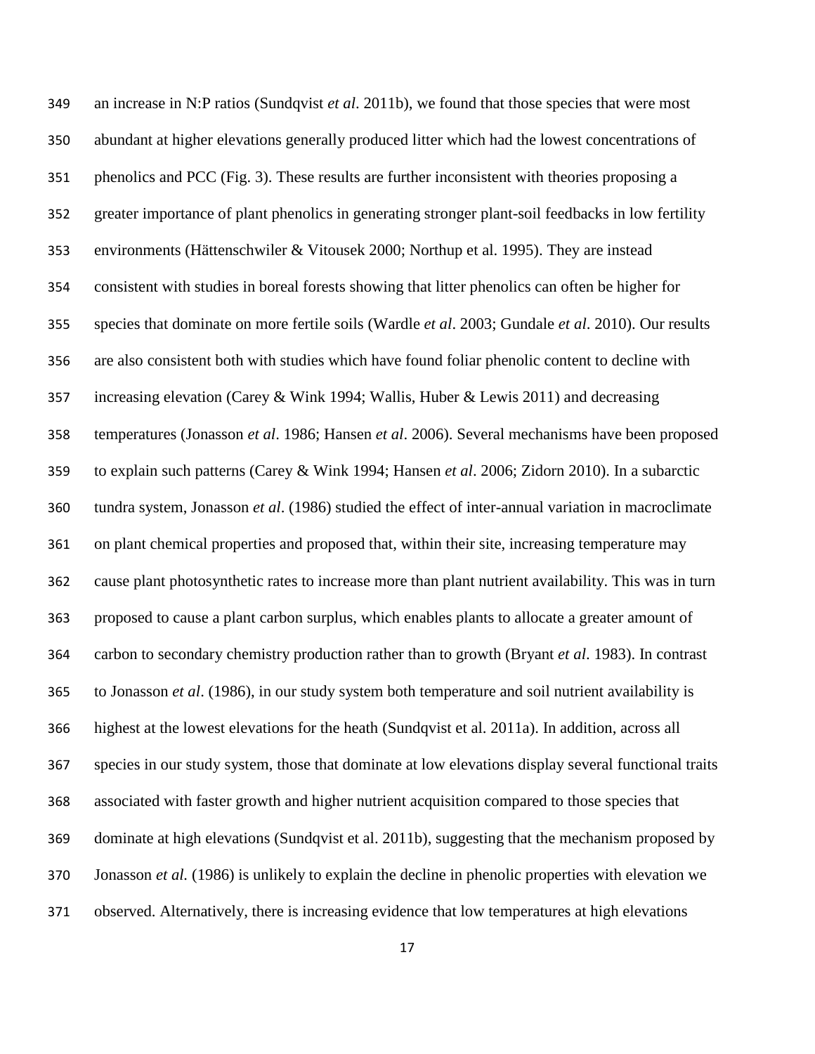an increase in N:P ratios (Sundqvist *et al*. 2011b), we found that those species that were most abundant at higher elevations generally produced litter which had the lowest concentrations of phenolics and PCC (Fig. 3). These results are further inconsistent with theories proposing a greater importance of plant phenolics in generating stronger plant-soil feedbacks in low fertility environments (Hättenschwiler & Vitousek 2000; Northup et al. 1995). They are instead consistent with studies in boreal forests showing that litter phenolics can often be higher for species that dominate on more fertile soils (Wardle *et al*. 2003; Gundale *et al*. 2010). Our results are also consistent both with studies which have found foliar phenolic content to decline with increasing elevation (Carey & Wink 1994; Wallis, Huber & Lewis 2011) and decreasing temperatures (Jonasson *et al*. 1986; Hansen *et al*. 2006). Several mechanisms have been proposed to explain such patterns (Carey & Wink 1994; Hansen *et al*. 2006; Zidorn 2010). In a subarctic tundra system, Jonasson *et al*. (1986) studied the effect of inter-annual variation in macroclimate on plant chemical properties and proposed that, within their site, increasing temperature may cause plant photosynthetic rates to increase more than plant nutrient availability. This was in turn proposed to cause a plant carbon surplus, which enables plants to allocate a greater amount of carbon to secondary chemistry production rather than to growth (Bryant *et al*. 1983). In contrast to Jonasson *et al*. (1986), in our study system both temperature and soil nutrient availability is highest at the lowest elevations for the heath (Sundqvist et al. 2011a). In addition, across all species in our study system, those that dominate at low elevations display several functional traits associated with faster growth and higher nutrient acquisition compared to those species that dominate at high elevations (Sundqvist et al. 2011b), suggesting that the mechanism proposed by Jonasson *et al.* (1986) is unlikely to explain the decline in phenolic properties with elevation we observed. Alternatively, there is increasing evidence that low temperatures at high elevations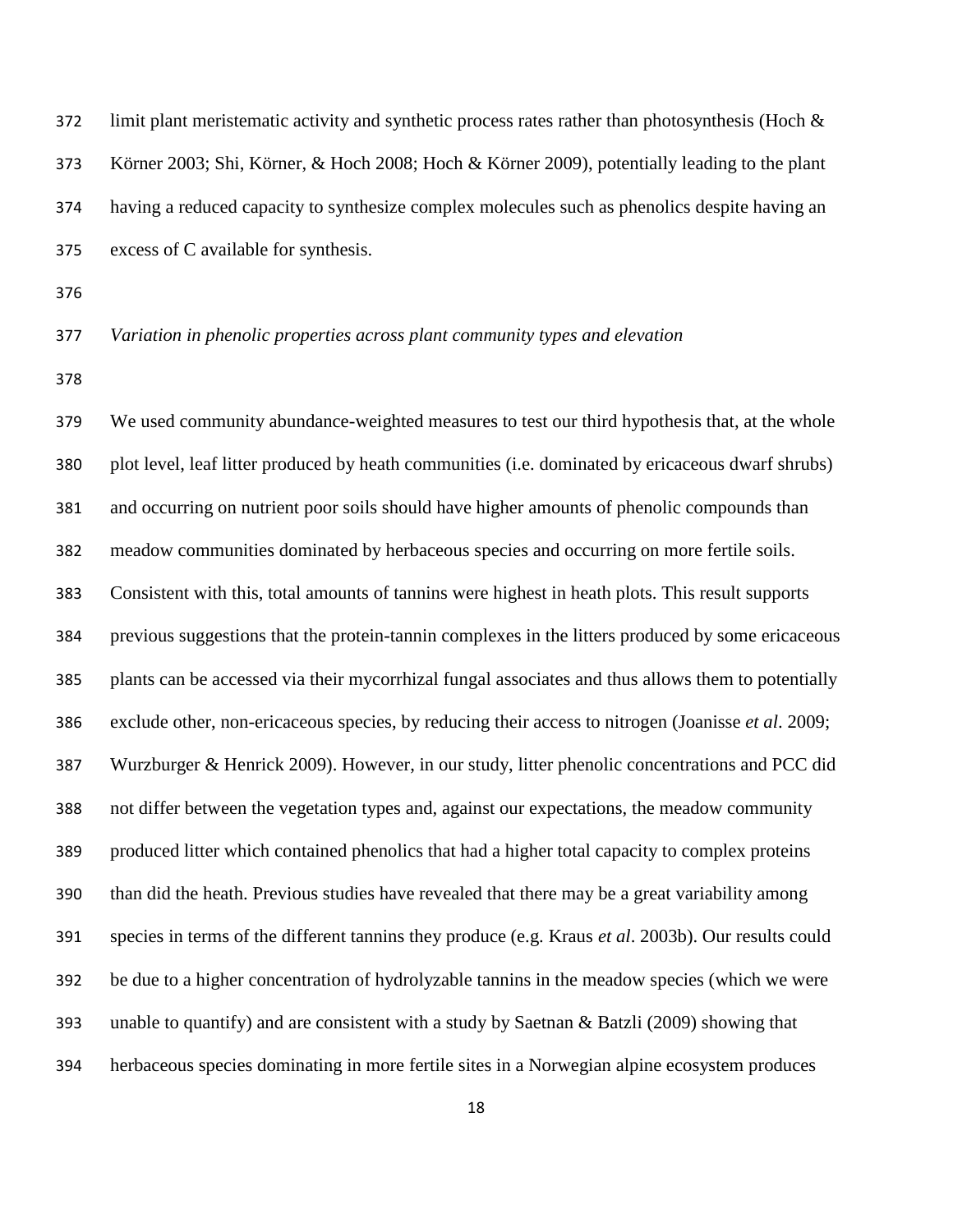limit plant meristematic activity and synthetic process rates rather than photosynthesis (Hoch & Körner 2003; Shi, Körner, & Hoch 2008; Hoch & Körner 2009), potentially leading to the plant having a reduced capacity to synthesize complex molecules such as phenolics despite having an excess of C available for synthesis.

*Variation in phenolic properties across plant community types and elevation*

We used community abundance-weighted measures to test our third hypothesis that, at the whole plot level, leaf litter produced by heath communities (i.e. dominated by ericaceous dwarf shrubs) and occurring on nutrient poor soils should have higher amounts of phenolic compounds than meadow communities dominated by herbaceous species and occurring on more fertile soils. Consistent with this, total amounts of tannins were highest in heath plots. This result supports previous suggestions that the protein-tannin complexes in the litters produced by some ericaceous plants can be accessed via their mycorrhizal fungal associates and thus allows them to potentially exclude other, non-ericaceous species, by reducing their access to nitrogen (Joanisse *et al*. 2009; Wurzburger & Henrick 2009). However, in our study, litter phenolic concentrations and PCC did not differ between the vegetation types and, against our expectations, the meadow community produced litter which contained phenolics that had a higher total capacity to complex proteins than did the heath. Previous studies have revealed that there may be a great variability among species in terms of the different tannins they produce (e.g. Kraus *et al*. 2003b). Our results could be due to a higher concentration of hydrolyzable tannins in the meadow species (which we were unable to quantify) and are consistent with a study by Saetnan & Batzli (2009) showing that herbaceous species dominating in more fertile sites in a Norwegian alpine ecosystem produces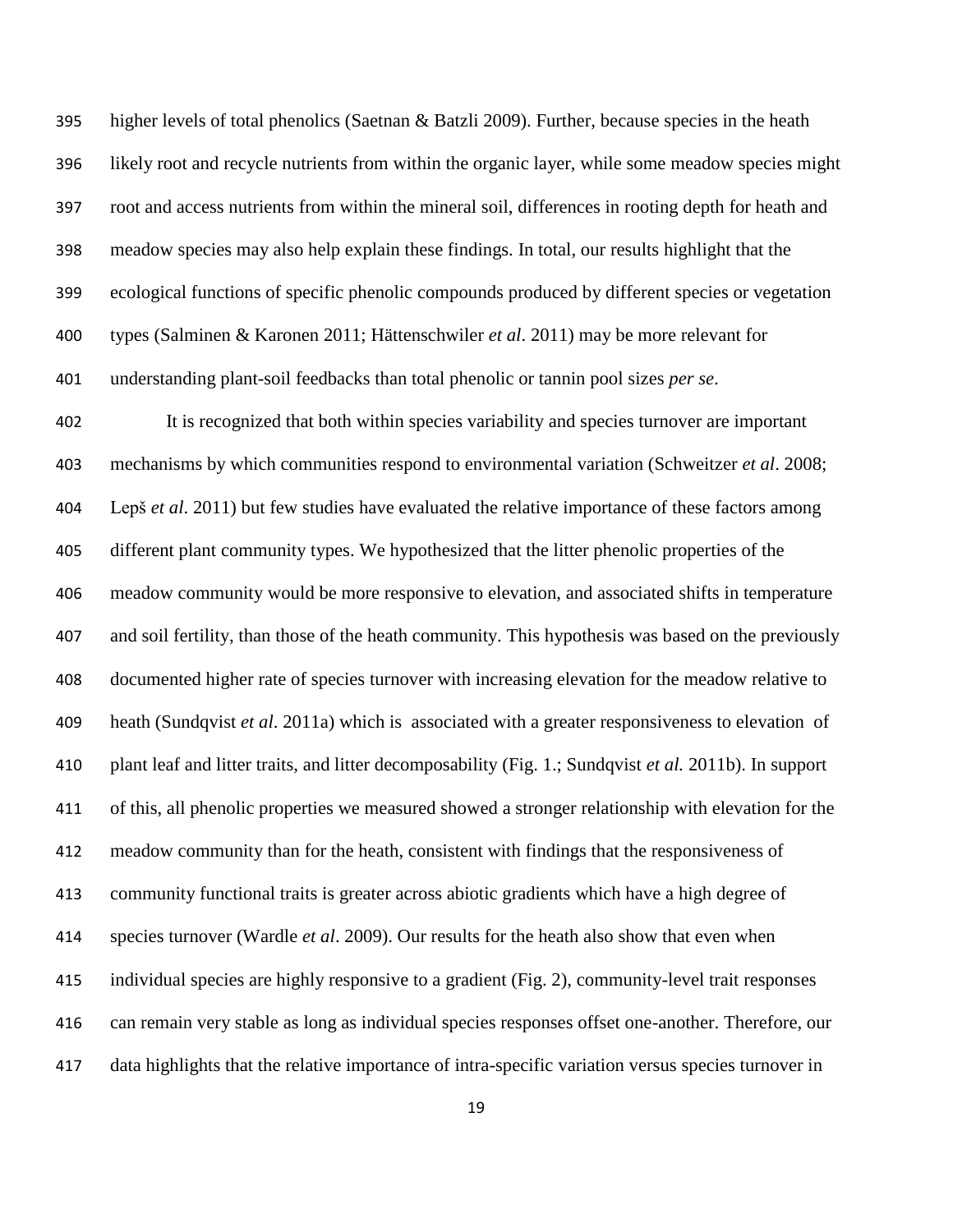higher levels of total phenolics (Saetnan & Batzli 2009). Further, because species in the heath likely root and recycle nutrients from within the organic layer, while some meadow species might root and access nutrients from within the mineral soil, differences in rooting depth for heath and meadow species may also help explain these findings. In total, our results highlight that the ecological functions of specific phenolic compounds produced by different species or vegetation types (Salminen & Karonen 2011; Hättenschwiler *et al*. 2011) may be more relevant for understanding plant-soil feedbacks than total phenolic or tannin pool sizes *per se*.

It is recognized that both within species variability and species turnover are important mechanisms by which communities respond to environmental variation (Schweitzer *et al*. 2008; Lepš *et al*. 2011) but few studies have evaluated the relative importance of these factors among different plant community types. We hypothesized that the litter phenolic properties of the meadow community would be more responsive to elevation, and associated shifts in temperature and soil fertility, than those of the heath community. This hypothesis was based on the previously documented higher rate of species turnover with increasing elevation for the meadow relative to heath (Sundqvist *et al*. 2011a) which is associated with a greater responsiveness to elevation of plant leaf and litter traits, and litter decomposability (Fig. 1.; Sundqvist *et al.* 2011b). In support of this, all phenolic properties we measured showed a stronger relationship with elevation for the meadow community than for the heath, consistent with findings that the responsiveness of community functional traits is greater across abiotic gradients which have a high degree of species turnover (Wardle *et al*. 2009). Our results for the heath also show that even when individual species are highly responsive to a gradient (Fig. 2), community-level trait responses can remain very stable as long as individual species responses offset one-another. Therefore, our data highlights that the relative importance of intra-specific variation versus species turnover in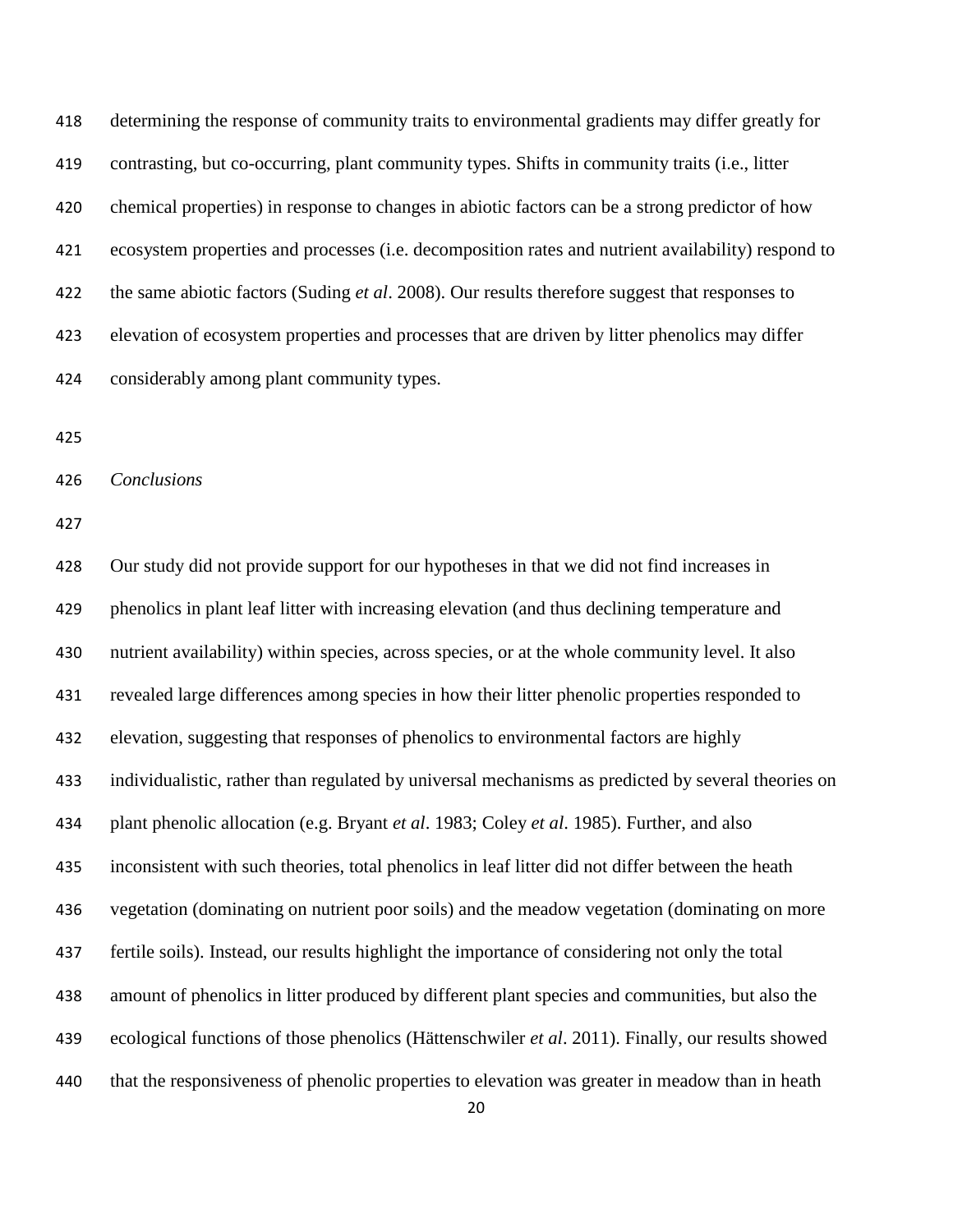determining the response of community traits to environmental gradients may differ greatly for contrasting, but co-occurring, plant community types. Shifts in community traits (i.e., litter chemical properties) in response to changes in abiotic factors can be a strong predictor of how ecosystem properties and processes (i.e. decomposition rates and nutrient availability) respond to the same abiotic factors (Suding *et al*. 2008). Our results therefore suggest that responses to elevation of ecosystem properties and processes that are driven by litter phenolics may differ considerably among plant community types.

*Conclusions*

Our study did not provide support for our hypotheses in that we did not find increases in phenolics in plant leaf litter with increasing elevation (and thus declining temperature and nutrient availability) within species, across species, or at the whole community level. It also revealed large differences among species in how their litter phenolic properties responded to elevation, suggesting that responses of phenolics to environmental factors are highly individualistic, rather than regulated by universal mechanisms as predicted by several theories on plant phenolic allocation (e.g. Bryant *et al*. 1983; Coley *et al*. 1985). Further, and also inconsistent with such theories, total phenolics in leaf litter did not differ between the heath vegetation (dominating on nutrient poor soils) and the meadow vegetation (dominating on more fertile soils). Instead, our results highlight the importance of considering not only the total amount of phenolics in litter produced by different plant species and communities, but also the ecological functions of those phenolics (Hättenschwiler *et al*. 2011). Finally, our results showed that the responsiveness of phenolic properties to elevation was greater in meadow than in heath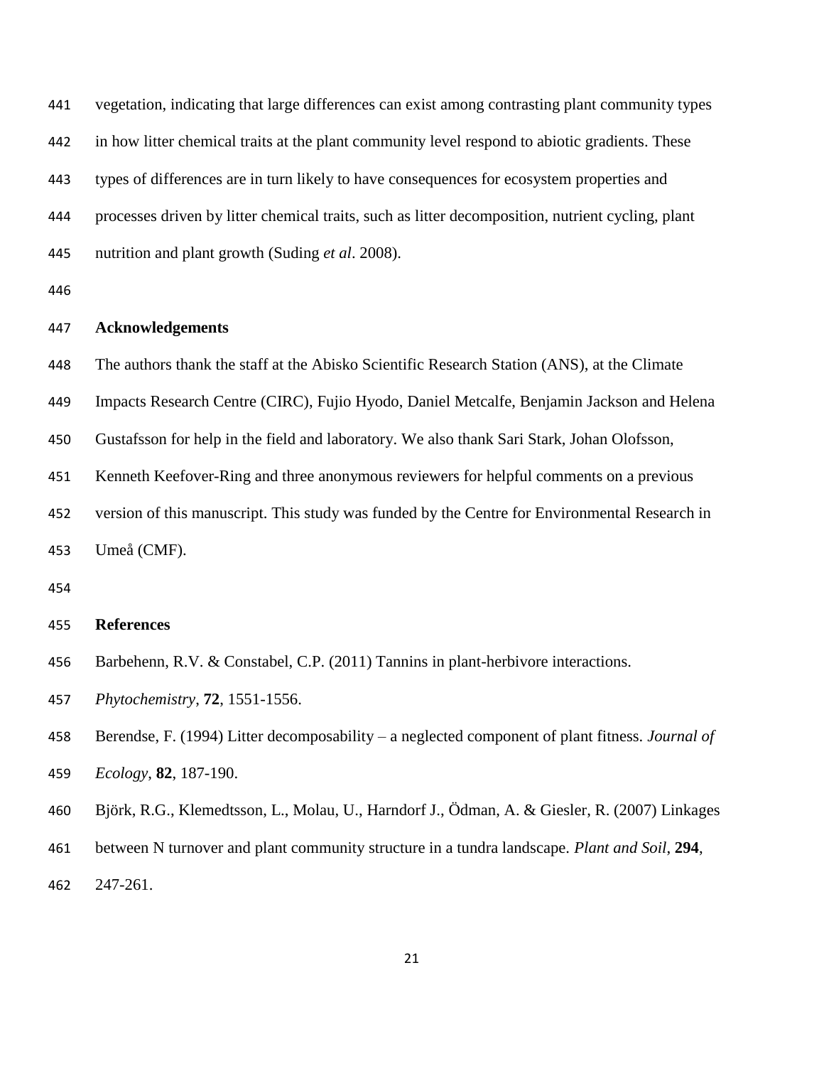vegetation, indicating that large differences can exist among contrasting plant community types in how litter chemical traits at the plant community level respond to abiotic gradients. These types of differences are in turn likely to have consequences for ecosystem properties and processes driven by litter chemical traits, such as litter decomposition, nutrient cycling, plant nutrition and plant growth (Suding *et al*. 2008).

## Acknowledgements

The authors thank the staff at the Abisko Scientific Research Station (ANS), at the Climate Impacts Research Centre (CIRC), Fujio Hyodo, Daniel Metcalfe, Benjamin Jackson and Helena Gustafsson for help in the field and laboratory. We also thank Sari Stark, Johan Olofsson, Kenneth Keefover-Ring and three anonymous reviewers for helpful comments on a previous version of this manuscript. This study was funded by the Centre for Environmental Research in Umeå (CMF).

## References

Barbehenn, R.V. & Constabel, C.P. (2011) Tannins in plant-herbivore interactions. *Phytochemistry*, **72**, 1551-1556.

Berendse, F. (1994) Litter decomposability – a neglected component of plant fitness. *Journal of Ecology*, **82**, 187-190.

Björk, R.G., Klemedtsson, L., Molau, U., Harndorf J., Ödman, A. & Giesler, R. (2007) Linkages between N turnover and plant community structure in a tundra landscape. *Plant and Soil*, **294**, 247-261.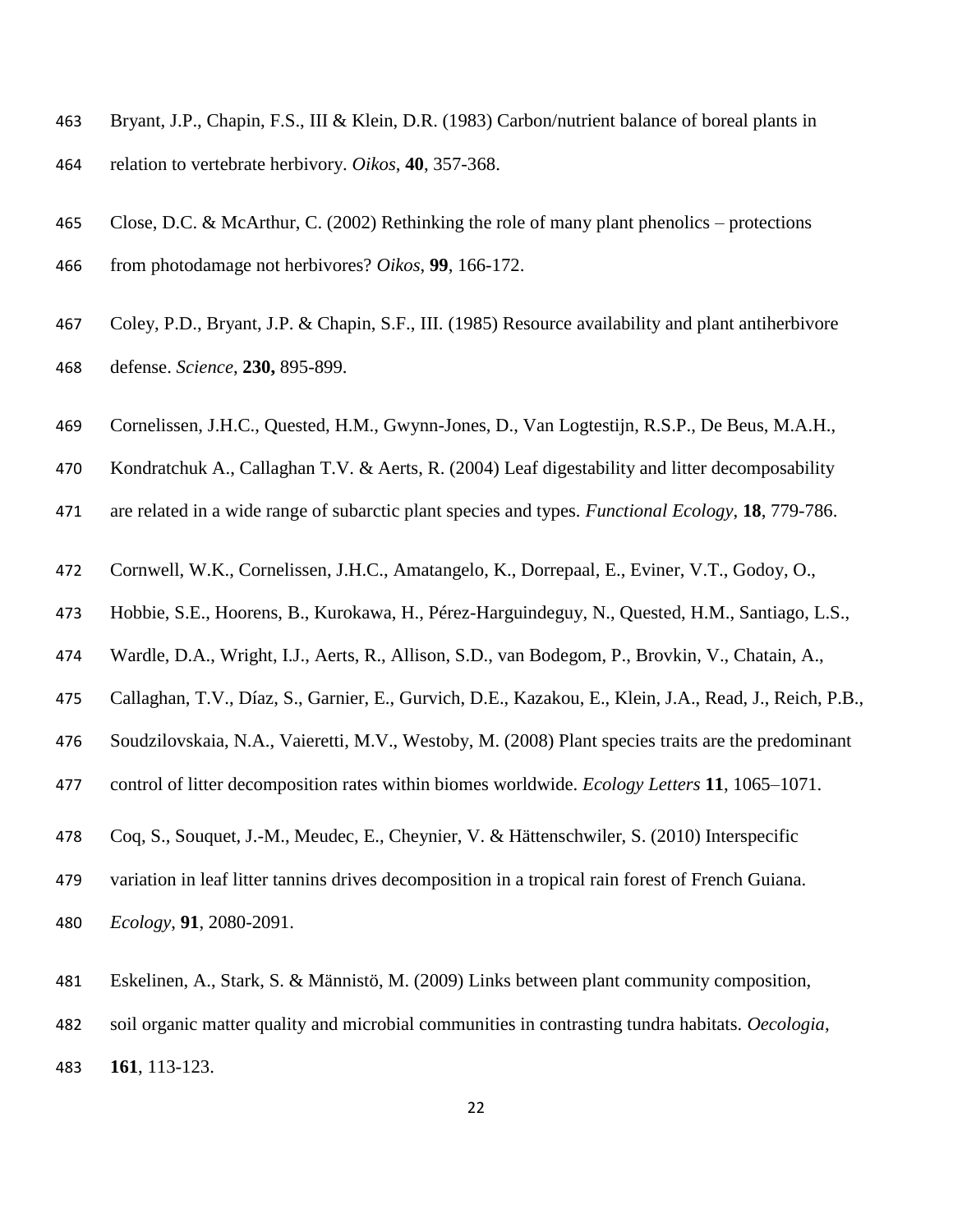Bryant, J.P., Chapin, F.S., III & Klein, D.R. (1983) Carbon/nutrient balance of boreal plants in relation to vertebrate herbivory. *Oikos*, **40**, 357-368.

Close, D.C. & McArthur, C. (2002) Rethinking the role of many plant phenolics – protections from photodamage not herbivores? *Oikos*, **99**, 166-172.

Coley, P.D., Bryant, J.P. & Chapin, S.F., III. (1985) Resource availability and plant antiherbivore defense. *Science*, **230,** 895-899.

Cornelissen, J.H.C., Quested, H.M., Gwynn-Jones, D., Van Logtestijn, R.S.P., De Beus, M.A.H., Kondratchuk A., Callaghan T.V. & Aerts, R. (2004) Leaf digestability and litter decomposability are related in a wide range of subarctic plant species and types. *Functional Ecology,* **18**, 779-786.

Cornwell, W.K., Cornelissen, J.H.C., Amatangelo, K., Dorrepaal, E., Eviner, V.T., Godoy, O., Hobbie, S.E., Hoorens, B., Kurokawa, H., Pérez-Harguindeguy, N., Quested, H.M., Santiago, L.S., Wardle, D.A., Wright, I.J., Aerts, R., Allison, S.D., van Bodegom, P., Brovkin, V., Chatain, A., Callaghan, T.V., Díaz, S., Garnier, E., Gurvich, D.E., Kazakou, E., Klein, J.A., Read, J., Reich, P.B., Soudzilovskaia, N.A., Vaieretti, M.V., Westoby, M. (2008) Plant species traits are the predominant control of litter decomposition rates within biomes worldwide. *Ecology Letters* **11**, 1065–1071.

Coq, S., Souquet, J.-M., Meudec, E., Cheynier, V. & Hättenschwiler, S. (2010) Interspecific variation in leaf litter tannins drives decomposition in a tropical rain forest of French Guiana. *Ecology*, **91**, 2080-2091.

Eskelinen, A., Stark, S. & Männistö, M. (2009) Links between plant community composition, soil organic matter quality and microbial communities in contrasting tundra habitats. *Oecologia*, **161**, 113-123.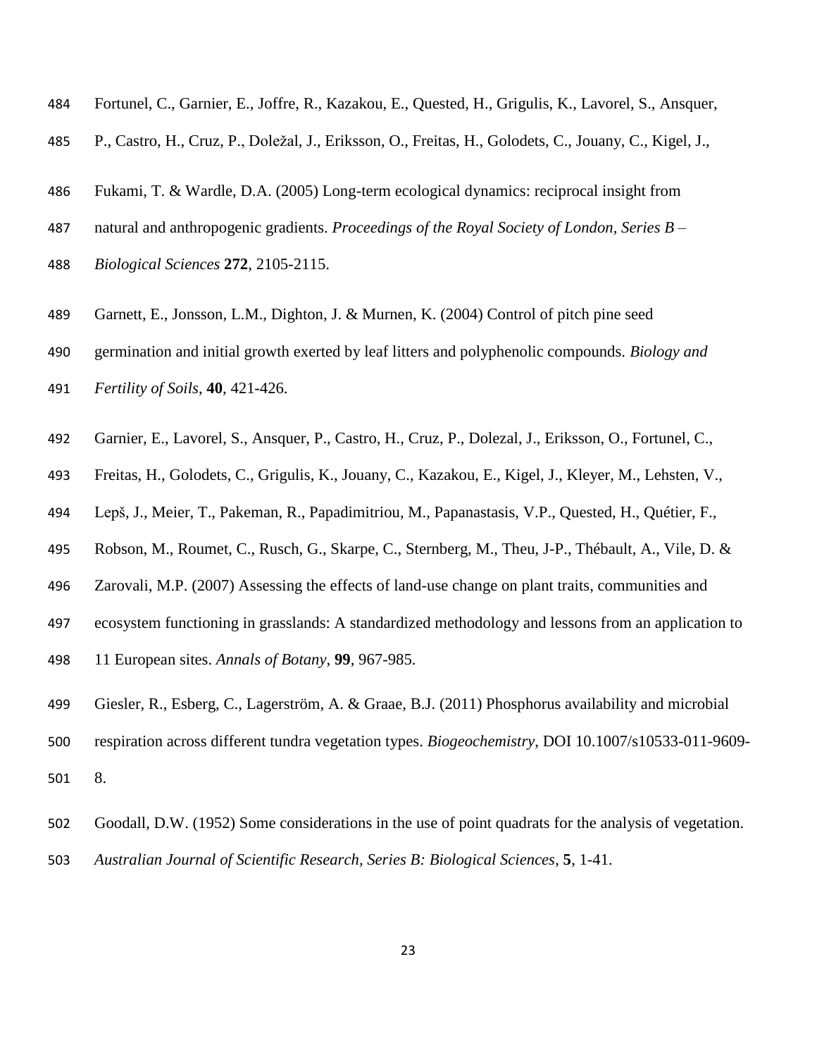Fortunel, C., Garnier, E., Joffre, R., Kazakou, E., Quested, H., Grigulis, K., Lavorel, S., Ansquer, P., Castro, H., Cruz, P., Doležal, J., Eriksson, O., Freitas, H., Golodets, C., Jouany, C., Kigel, J.,

Fukami, T. & Wardle, D.A. (2005) Long-term ecological dynamics: reciprocal insight from natural and anthropogenic gradients. *Proceedings of the Royal Society of London, Series B – Biological Sciences* **272**, 2105-2115.

Garnett, E., Jonsson, L.M., Dighton, J. & Murnen, K. (2004) Control of pitch pine seed germination and initial growth exerted by leaf litters and polyphenolic compounds. *Biology and Fertility of Soils*, **40**, 421-426.

Garnier, E., Lavorel, S., Ansquer, P., Castro, H., Cruz, P., Dolezal, J., Eriksson, O., Fortunel, C., Freitas, H., Golodets, C., Grigulis, K., Jouany, C., Kazakou, E., Kigel, J., Kleyer, M., Lehsten, V., Lepš, J., Meier, T., Pakeman, R., Papadimitriou, M., Papanastasis, V.P., Quested, H., Quétier, F., Robson, M., Roumet, C., Rusch, G., Skarpe, C., Sternberg, M., Theu, J-P., Thébault, A., Vile, D. & Zarovali, M.P. (2007) Assessing the effects of land-use change on plant traits, communities and ecosystem functioning in grasslands: A standardized methodology and lessons from an application to 11 European sites. *Annals of Botany*, **99**, 967-985.

Giesler, R., Esberg, C., Lagerström, A. & Graae, B.J. (2011) Phosphorus availability and microbial respiration across different tundra vegetation types. *Biogeochemistry*, DOI 10.1007/s10533-011-9609-8.

Goodall, D.W. (1952) Some considerations in the use of point quadrats for the analysis of vegetation. *Australian Journal of Scientific Research, Series B: Biological Sciences*, **5**, 1-41.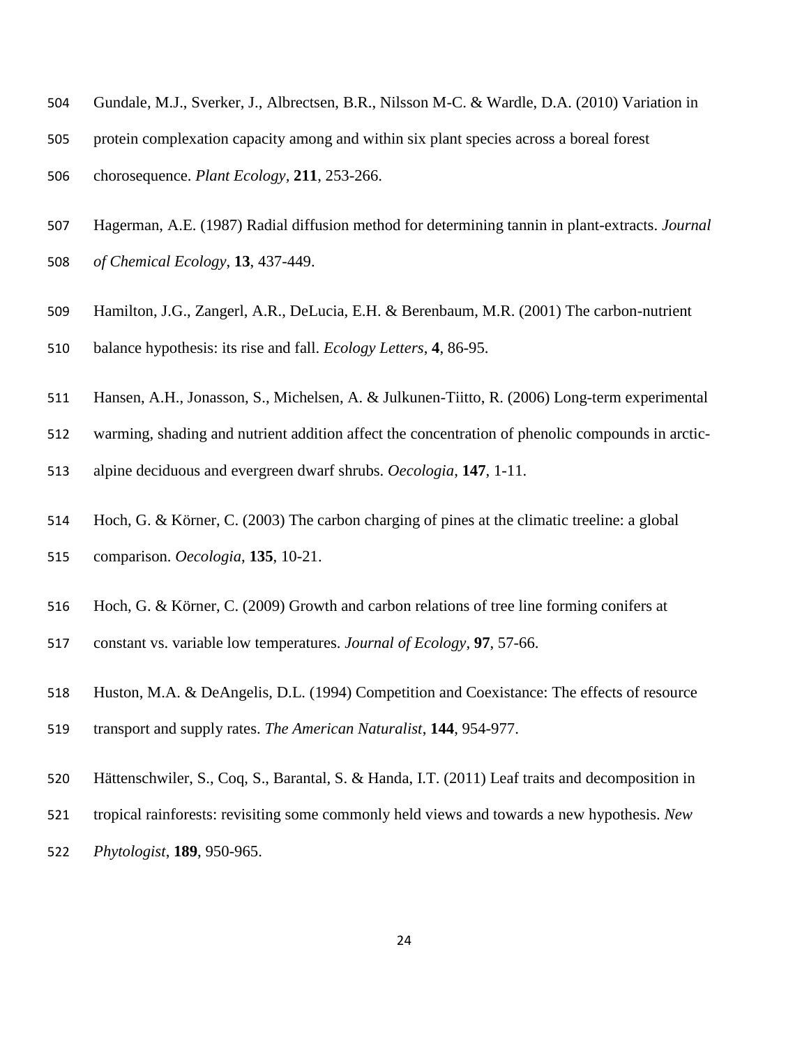Gundale, M.J., Sverker, J., Albrectsen, B.R., Nilsson M-C. & Wardle, D.A. (2010) Variation in protein complexation capacity among and within six plant species across a boreal forest chorosequence. *Plant Ecology*, **211**, 253-266.

Hagerman, A.E. (1987) Radial diffusion method for determining tannin in plant-extracts. *Journal of Chemical Ecology*, **13**, 437-449.

Hamilton, J.G., Zangerl, A.R., DeLucia, E.H. & Berenbaum, M.R. (2001) The carbon-nutrient balance hypothesis: its rise and fall. *Ecology Letters*, **4**, 86-95.

Hansen, A.H., Jonasson, S., Michelsen, A. & Julkunen-Tiitto, R. (2006) Long-term experimental warming, shading and nutrient addition affect the concentration of phenolic compounds in arctic-alpine deciduous and evergreen dwarf shrubs. *Oecologia*, **147**, 1-11.

Hoch, G. & Körner, C. (2003) The carbon charging of pines at the climatic treeline: a global comparison. *Oecologia*, **135**, 10-21.

Hoch, G. & Körner, C. (2009) Growth and carbon relations of tree line forming conifers at constant vs. variable low temperatures. *Journal of Ecology*, **97**, 57-66.

Huston, M.A. & DeAngelis, D.L. (1994) Competition and Coexistance: The effects of resource transport and supply rates. *The American Naturalist*, **144**, 954-977.

Hättenschwiler, S., Coq, S., Barantal, S. & Handa, I.T. (2011) Leaf traits and decomposition in tropical rainforests: revisiting some commonly held views and towards a new hypothesis. *New Phytologist*, **189**, 950-965.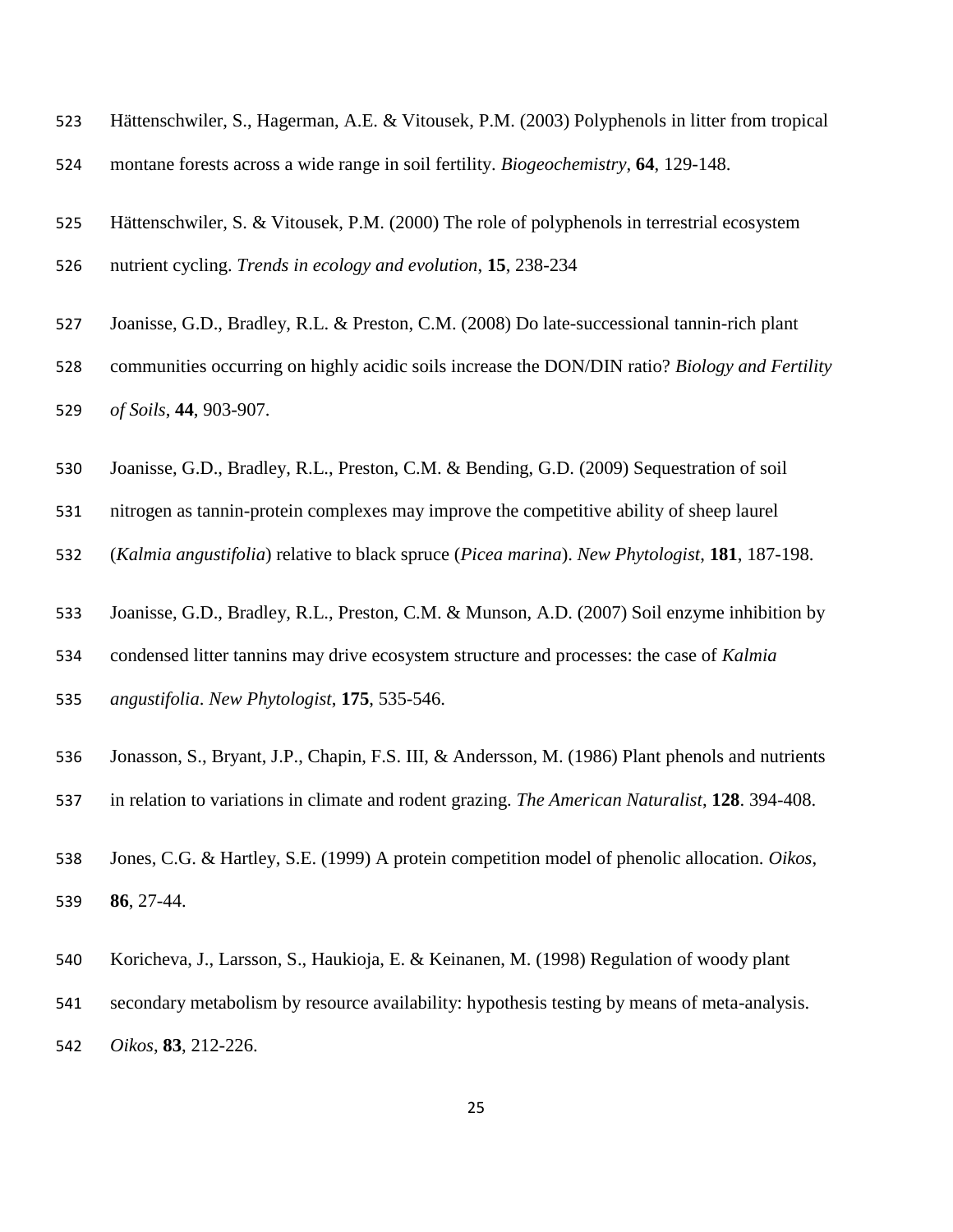Hättenschwiler, S., Hagerman, A.E. & Vitousek, P.M. (2003) Polyphenols in litter from tropical montane forests across a wide range in soil fertility. *Biogeochemistry*, **64**, 129-148.

Hättenschwiler, S. & Vitousek, P.M. (2000) The role of polyphenols in terrestrial ecosystem nutrient cycling. *Trends in ecology and evolution*, **15**, 238-234

Joanisse, G.D., Bradley, R.L. & Preston, C.M. (2008) Do late-successional tannin-rich plant communities occurring on highly acidic soils increase the DON/DIN ratio? *Biology and Fertility of Soils*, **44**, 903-907.

Joanisse, G.D., Bradley, R.L., Preston, C.M. & Bending, G.D. (2009) Sequestration of soil nitrogen as tannin-protein complexes may improve the competitive ability of sheep laurel (*Kalmia angustifolia*) relative to black spruce (*Picea marina*). *New Phytologist*, **181**, 187-198.

Joanisse, G.D., Bradley, R.L., Preston, C.M. & Munson, A.D. (2007) Soil enzyme inhibition by condensed litter tannins may drive ecosystem structure and processes: the case of *Kalmia angustifolia*. *New Phytologist*, **175**, 535-546.

Jonasson, S., Bryant, J.P., Chapin, F.S. III, & Andersson, M. (1986) Plant phenols and nutrients in relation to variations in climate and rodent grazing. *The American Naturalist*, **128**. 394-408.

Jones, C.G. & Hartley, S.E. (1999) A protein competition model of phenolic allocation. *Oikos*, **86**, 27-44.

Koricheva, J., Larsson, S., Haukioja, E. & Keinanen, M. (1998) Regulation of woody plant secondary metabolism by resource availability: hypothesis testing by means of meta-analysis. *Oikos*, **83**, 212-226.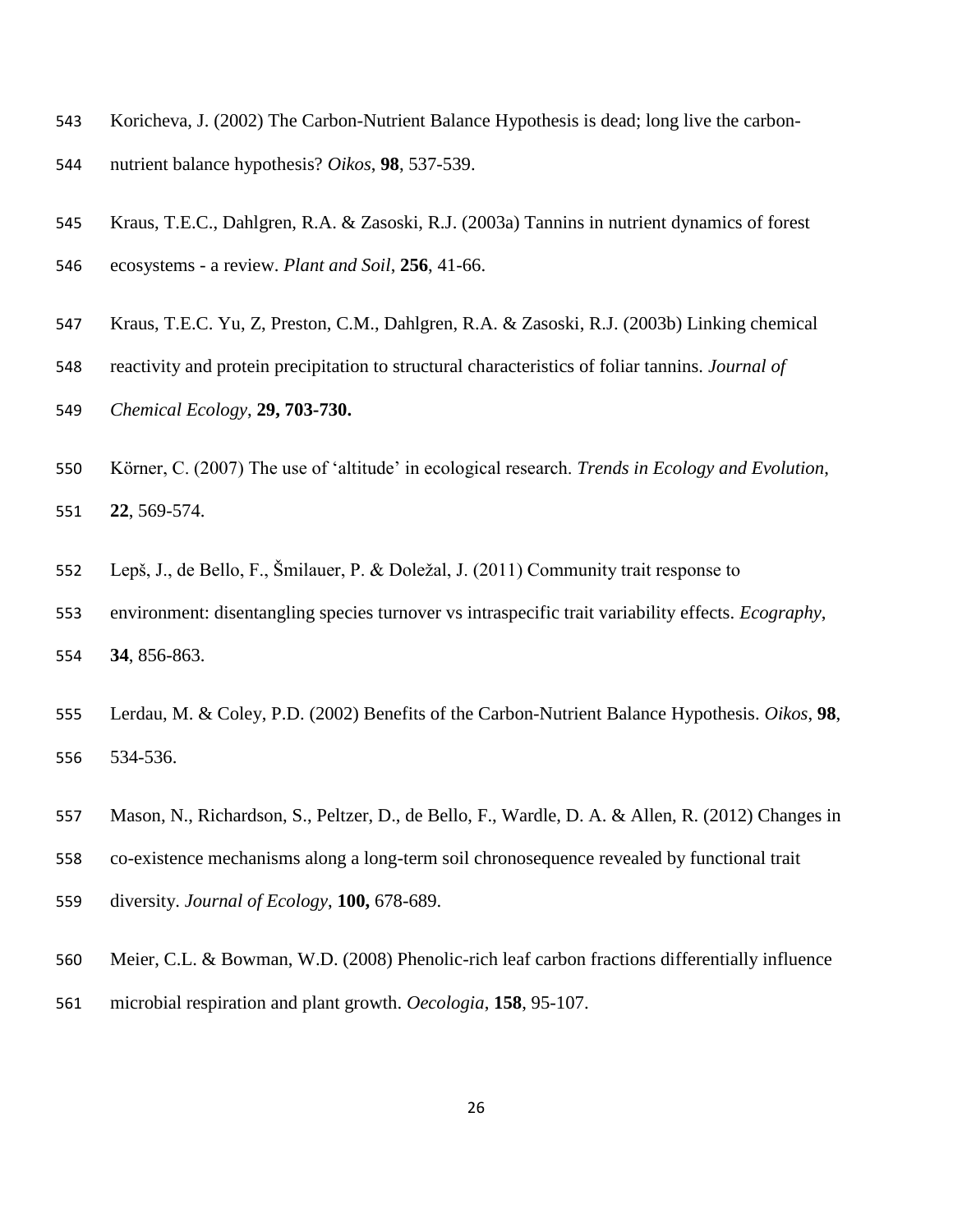Koricheva, J. (2002) The Carbon-Nutrient Balance Hypothesis is dead; long live the carbon-nutrient balance hypothesis? *Oikos*, **98**, 537-539.

Kraus, T.E.C., Dahlgren, R.A. & Zasoski, R.J. (2003a) Tannins in nutrient dynamics of forest ecosystems - a review. *Plant and Soil*, **256**, 41-66.

Kraus, T.E.C. Yu, Z, Preston, C.M., Dahlgren, R.A. & Zasoski, R.J. (2003b) Linking chemical reactivity and protein precipitation to structural characteristics of foliar tannins. *Journal of Chemical Ecology*, **29, 703-730.**

Körner, C. (2007) The use of 'altitude' in ecological research. *Trends in Ecology and Evolution*, **22**, 569-574.

Lepš, J., de Bello, F., Šmilauer, P. & Doležal, J. (2011) Community trait response to environment: disentangling species turnover vs intraspecific trait variability effects. *Ecography*, **34**, 856-863.

Lerdau, M. & Coley, P.D. (2002) Benefits of the Carbon-Nutrient Balance Hypothesis. *Oikos*, **98**, 534-536.

Mason, N., Richardson, S., Peltzer, D., de Bello, F., Wardle, D. A. & Allen, R. (2012) Changes in co-existence mechanisms along a long-term soil chronosequence revealed by functional trait diversity. *Journal of Ecology*, **100,** 678-689.

Meier, C.L. & Bowman, W.D. (2008) Phenolic-rich leaf carbon fractions differentially influence microbial respiration and plant growth. *Oecologia*, **158**, 95-107.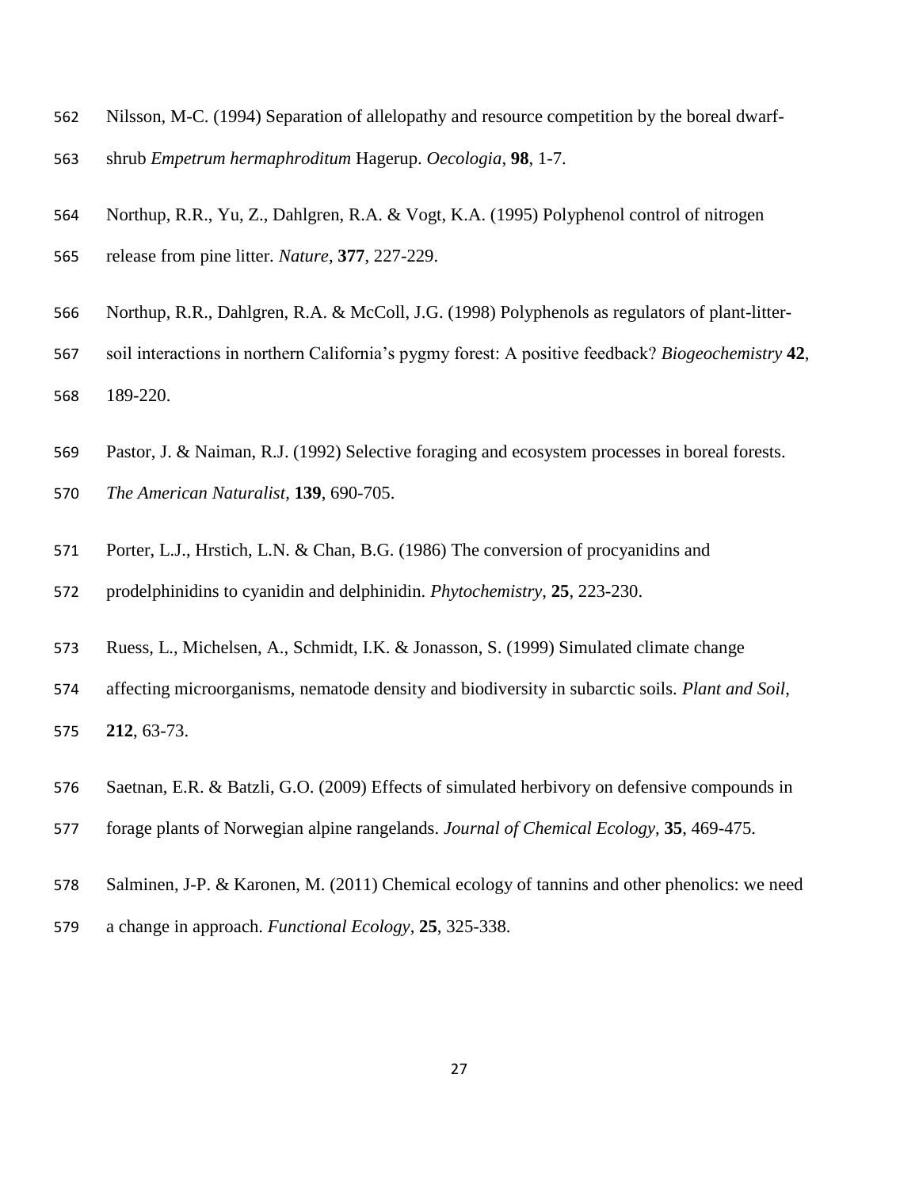Nilsson, M-C. (1994) Separation of allelopathy and resource competition by the boreal dwarf-shrub *Empetrum hermaphroditum* Hagerup. *Oecologia*, **98**, 1-7.

Northup, R.R., Yu, Z., Dahlgren, R.A. & Vogt, K.A. (1995) Polyphenol control of nitrogen release from pine litter. *Nature*, **377**, 227-229.

Northup, R.R., Dahlgren, R.A. & McColl, J.G. (1998) Polyphenols as regulators of plant-litter-soil interactions in northern California's pygmy forest: A positive feedback? *Biogeochemistry* **42**, 189-220.

Pastor, J. & Naiman, R.J. (1992) Selective foraging and ecosystem processes in boreal forests. *The American Naturalist*, **139**, 690-705.

Porter, L.J., Hrstich, L.N. & Chan, B.G. (1986) The conversion of procyanidins and prodelphinidins to cyanidin and delphinidin. *Phytochemistry*, **25**, 223-230.

Ruess, L., Michelsen, A., Schmidt, I.K. & Jonasson, S. (1999) Simulated climate change affecting microorganisms, nematode density and biodiversity in subarctic soils. *Plant and Soil*, **212**, 63-73.

Saetnan, E.R. & Batzli, G.O. (2009) Effects of simulated herbivory on defensive compounds in forage plants of Norwegian alpine rangelands. *Journal of Chemical Ecology*, **35**, 469-475.

Salminen, J-P. & Karonen, M. (2011) Chemical ecology of tannins and other phenolics: we need a change in approach. *Functional Ecology*, **25**, 325-338.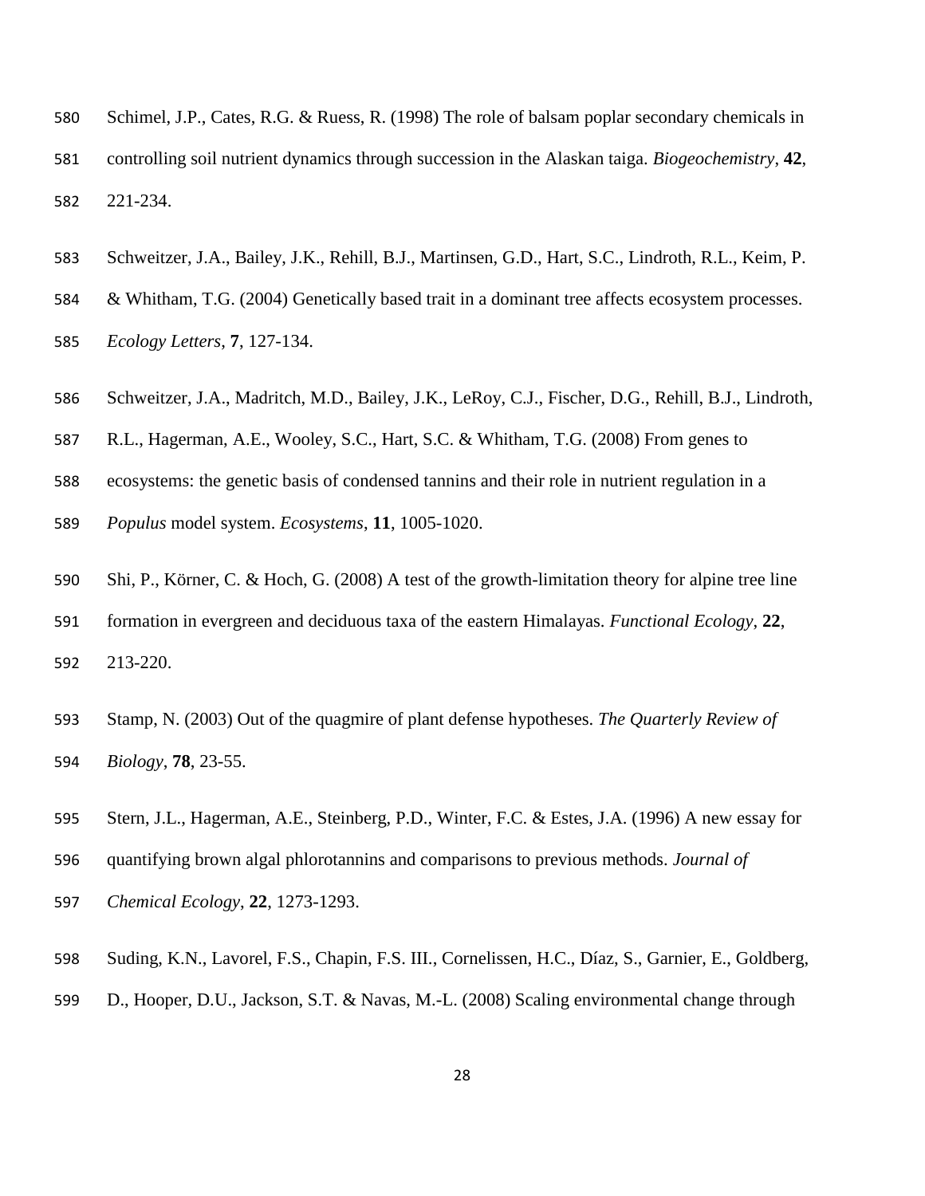Schimel, J.P., Cates, R.G. & Ruess, R. (1998) The role of balsam poplar secondary chemicals in controlling soil nutrient dynamics through succession in the Alaskan taiga. *Biogeochemistry*, **42**, 221-234.

Schweitzer, J.A., Bailey, J.K., Rehill, B.J., Martinsen, G.D., Hart, S.C., Lindroth, R.L., Keim, P. & Whitham, T.G. (2004) Genetically based trait in a dominant tree affects ecosystem processes. *Ecology Letters*, **7**, 127-134.

Schweitzer, J.A., Madritch, M.D., Bailey, J.K., LeRoy, C.J., Fischer, D.G., Rehill, B.J., Lindroth, R.L., Hagerman, A.E., Wooley, S.C., Hart, S.C. & Whitham, T.G. (2008) From genes to ecosystems: the genetic basis of condensed tannins and their role in nutrient regulation in a *Populus* model system. *Ecosystems*, **11**, 1005-1020.

Shi, P., Körner, C. & Hoch, G. (2008) A test of the growth-limitation theory for alpine tree line formation in evergreen and deciduous taxa of the eastern Himalayas. *Functional Ecology*, **22**, 213-220.

Stamp, N. (2003) Out of the quagmire of plant defense hypotheses. *The Quarterly Review of Biology*, **78**, 23-55.

Stern, J.L., Hagerman, A.E., Steinberg, P.D., Winter, F.C. & Estes, J.A. (1996) A new essay for quantifying brown algal phlorotannins and comparisons to previous methods. *Journal of Chemical Ecology*, **22**, 1273-1293.

Suding, K.N., Lavorel, F.S., Chapin, F.S. III., Cornelissen, H.C., Díaz, S., Garnier, E., Goldberg, D., Hooper, D.U., Jackson, S.T. & Navas, M.-L. (2008) Scaling environmental change through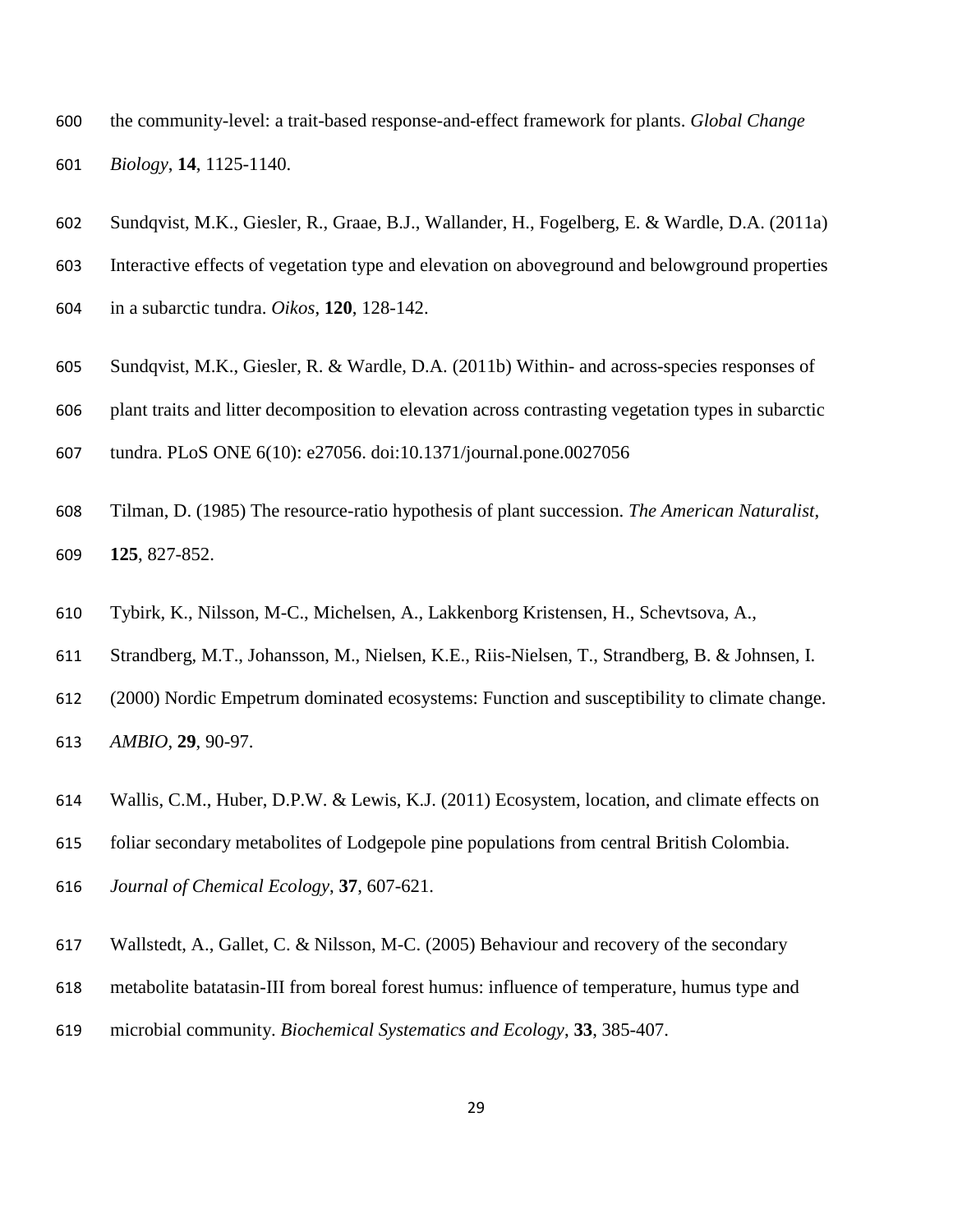the community-level: a trait-based response-and-effect framework for plants. *Global Change Biology*, **14**, 1125-1140.

Sundqvist, M.K., Giesler, R., Graae, B.J., Wallander, H., Fogelberg, E. & Wardle, D.A. (2011a) Interactive effects of vegetation type and elevation on aboveground and belowground properties in a subarctic tundra. *Oikos*, **120**, 128-142.

Sundqvist, M.K., Giesler, R. & Wardle, D.A. (2011b) Within- and across-species responses of plant traits and litter decomposition to elevation across contrasting vegetation types in subarctic tundra. PLoS ONE 6(10): e27056. doi:10.1371/journal.pone.0027056

Tilman, D. (1985) The resource-ratio hypothesis of plant succession. *The American Naturalist*, **125**, 827-852.

Tybirk, K., Nilsson, M-C., Michelsen, A., Lakkenborg Kristensen, H., Schevtsova, A., Strandberg, M.T., Johansson, M., Nielsen, K.E., Riis-Nielsen, T., Strandberg, B. & Johnsen, I. (2000) Nordic Empetrum dominated ecosystems: Function and susceptibility to climate change. *AMBIO*, **29**, 90-97.

Wallis, C.M., Huber, D.P.W. & Lewis, K.J. (2011) Ecosystem, location, and climate effects on foliar secondary metabolites of Lodgepole pine populations from central British Colombia. *Journal of Chemical Ecology*, **37**, 607-621.

Wallstedt, A., Gallet, C. & Nilsson, M-C. (2005) Behaviour and recovery of the secondary metabolite batatasin-III from boreal forest humus: influence of temperature, humus type and microbial community. *Biochemical Systematics and Ecology*, **33**, 385-407.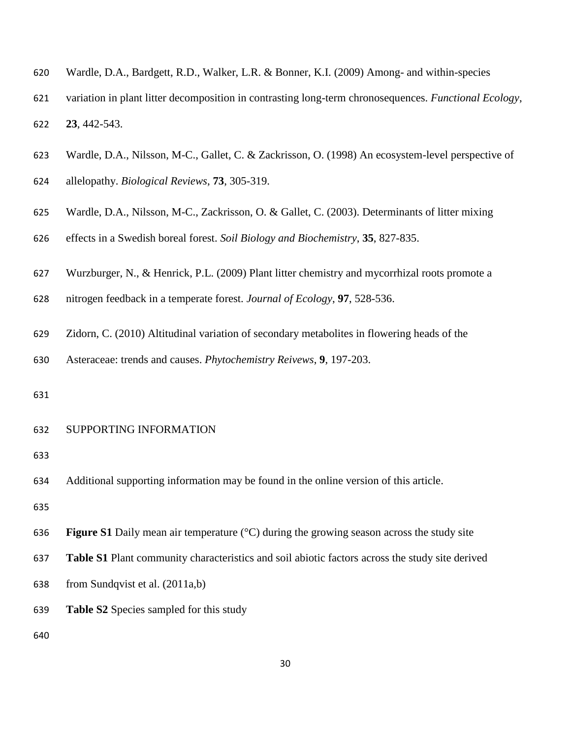Wardle, D.A., Bardgett, R.D., Walker, L.R. & Bonner, K.I. (2009) Among- and within-species variation in plant litter decomposition in contrasting long-term chronosequences. *Functional Ecology*, **23**, 442-543.

Wardle, D.A., Nilsson, M-C., Gallet, C. & Zackrisson, O. (1998) An ecosystem-level perspective of allelopathy. *Biological Reviews*, **73**, 305-319.

Wardle, D.A., Nilsson, M-C., Zackrisson, O. & Gallet, C. (2003). Determinants of litter mixing effects in a Swedish boreal forest. *Soil Biology and Biochemistry*, **35**, 827-835.

Wurzburger, N., & Henrick, P.L. (2009) Plant litter chemistry and mycorrhizal roots promote a nitrogen feedback in a temperate forest. *Journal of Ecology*, **97**, 528-536.

Zidorn, C. (2010) Altitudinal variation of secondary metabolites in flowering heads of the Asteraceae: trends and causes. *Phytochemistry Reivews*, **9**, 197-203.

SUPPORTING INFORMATION

Additional supporting information may be found in the online version of this article.

**Figure S1** Daily mean air temperature (°C) during the growing season across the study site

**Table S1** Plant community characteristics and soil abiotic factors across the study site derived from Sundqvist et al. (2011a,b)

**Table S2** Species sampled for this study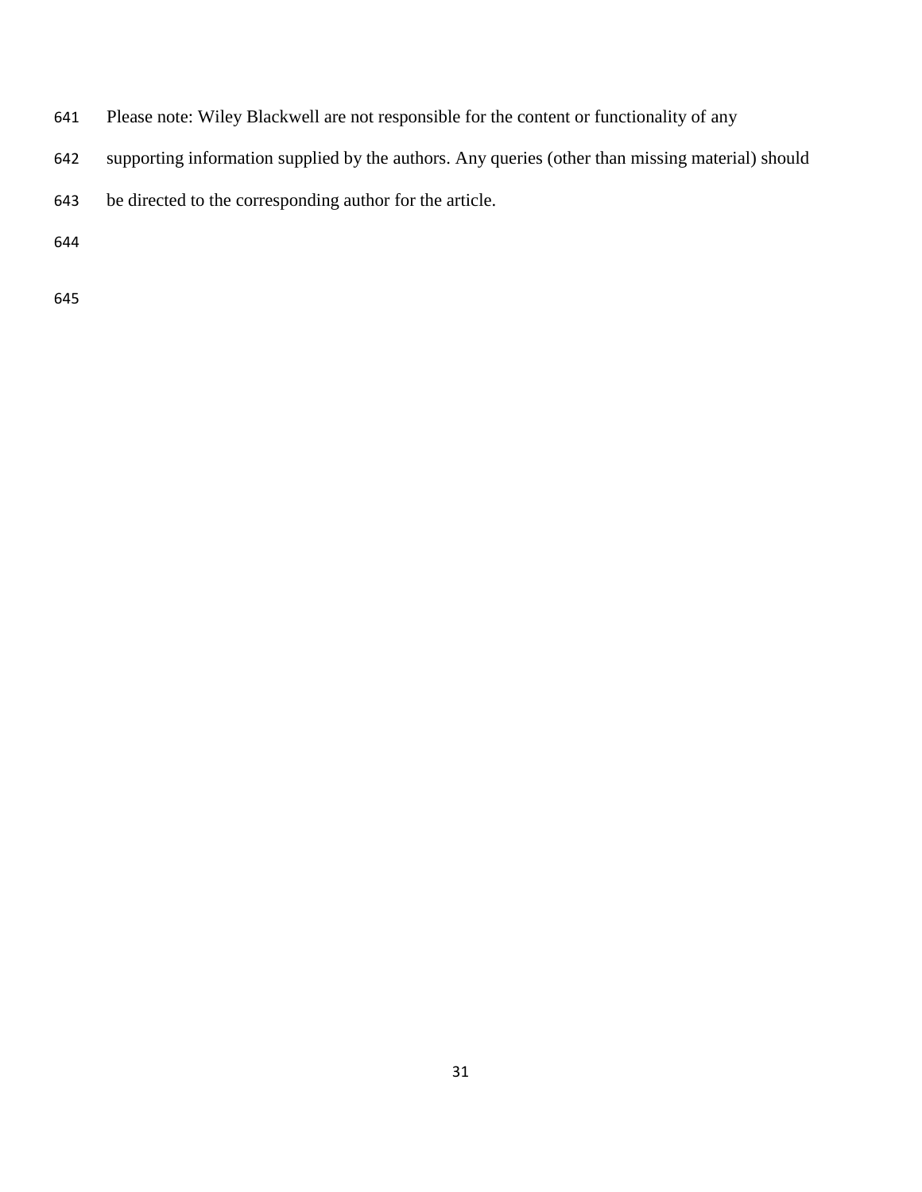Please note: Wiley Blackwell are not responsible for the content or functionality of any supporting information supplied by the authors. Any queries (other than missing material) should be directed to the corresponding author for the article.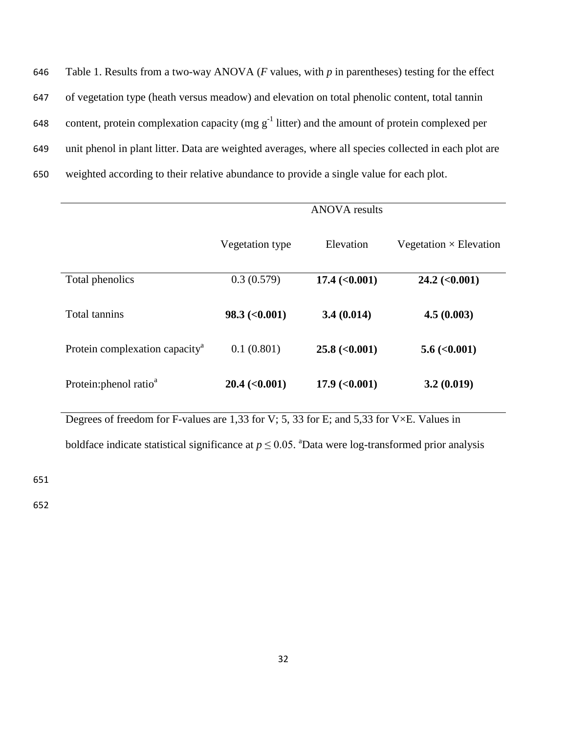Table 1. Results from a two-way ANOVA ($F$ values, with $p$ in parentheses) testing for the effect of vegetation type (heath versus meadow) and elevation on total phenolic content, total tannin content, protein complexation capacity (mg $g^{-1}$ litter) and the amount of protein complexed per unit phenol in plant litter. Data are weighted averages, where all species collected in each plot are weighted according to their relative abundance to provide a single value for each plot.

| | ANOVA results | | |
|---|---|---|---|
| | Vegetation type | Elevation | Vegetation × Elevation |
| Total phenolics | 0.3 (0.579) | **17.4 (<0.001)** | **24.2 (<0.001)** |
| Total tannins | **98.3 (<0.001)** | **3.4 (0.014)** | **4.5 (0.003)** |
| Protein complexation capacity[a] | 0.1 (0.801) | **25.8 (<0.001)** | **5.6 (<0.001)** |
| Protein:phenol ratio[a] | **20.4 (<0.001)** | **17.9 (<0.001)** | **3.2 (0.019)** |

Degrees of freedom for F-values are 1,33 for V; 5, 33 for E; and 5,33 for V×E. Values in boldface indicate statistical significance at $p \leq 0.05$. [a]Data were log-transformed prior analysis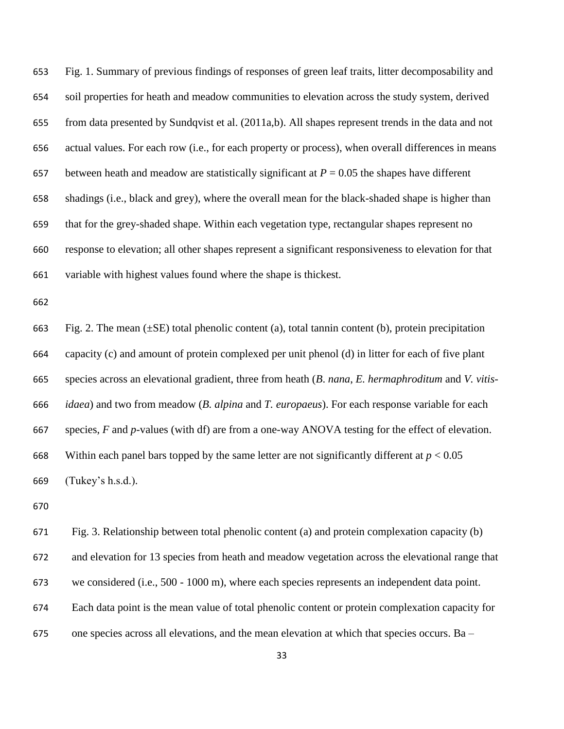Fig. 1. Summary of previous findings of responses of green leaf traits, litter decomposability and soil properties for heath and meadow communities to elevation across the study system, derived from data presented by Sundqvist et al. (2011a,b). All shapes represent trends in the data and not actual values. For each row (i.e., for each property or process), when overall differences in means between heath and meadow are statistically significant at $P = 0.05$ the shapes have different shadings (i.e., black and grey), where the overall mean for the black-shaded shape is higher than that for the grey-shaded shape. Within each vegetation type, rectangular shapes represent no response to elevation; all other shapes represent a significant responsiveness to elevation for that variable with highest values found where the shape is thickest.

Fig. 2. The mean (±SE) total phenolic content (a), total tannin content (b), protein precipitation capacity (c) and amount of protein complexed per unit phenol (d) in litter for each of five plant species across an elevational gradient, three from heath (*B. nana*, *E. hermaphroditum* and *V. vitis-idaea*) and two from meadow (*B. alpina* and *T. europaeus*). For each response variable for each species, $F$ and $p$-values (with df) are from a one-way ANOVA testing for the effect of elevation. Within each panel bars topped by the same letter are not significantly different at $p < 0.05$ (Tukey's h.s.d.).

Fig. 3. Relationship between total phenolic content (a) and protein complexation capacity (b) and elevation for 13 species from heath and meadow vegetation across the elevational range that we considered (i.e., 500 - 1000 m), where each species represents an independent data point. Each data point is the mean value of total phenolic content or protein complexation capacity for one species across all elevations, and the mean elevation at which that species occurs. Ba –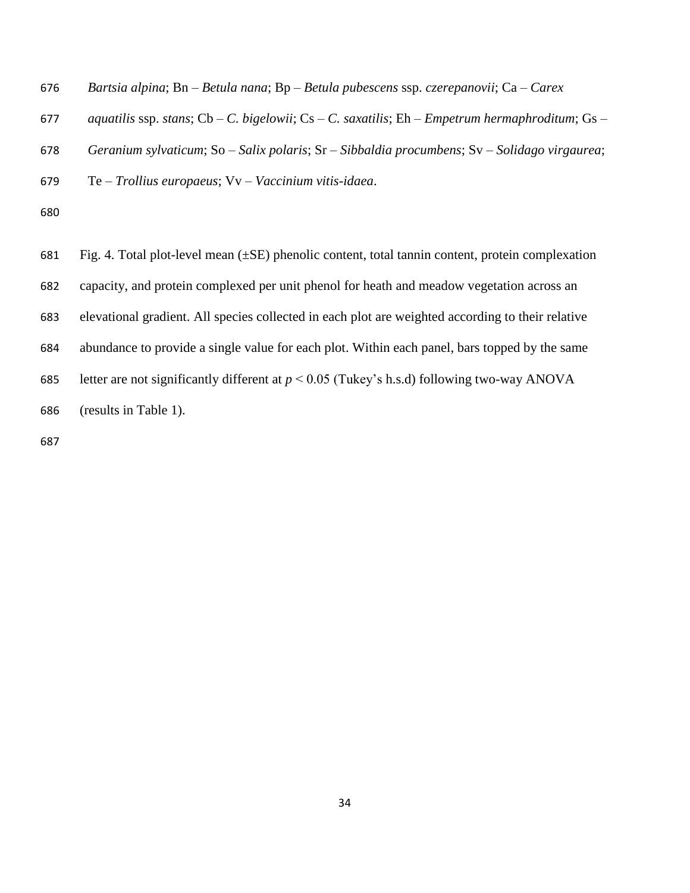*Bartsia alpina*; Bn – *Betula nana*; Bp – *Betula pubescens* ssp. *czerepanovii*; Ca – *Carex aquatilis* ssp. *stans*; Cb – *C. bigelowii*; Cs – *C. saxatilis*; Eh – *Empetrum hermaphroditum*; Gs – *Geranium sylvaticum*; So – *Salix polaris*; Sr – *Sibbaldia procumbens*; Sv – *Solidago virgaurea*; Te – *Trollius europaeus*; Vv – *Vaccinium vitis-idaea*.

Fig. 4. Total plot-level mean (±SE) phenolic content, total tannin content, protein complexation capacity, and protein complexed per unit phenol for heath and meadow vegetation across an elevational gradient. All species collected in each plot are weighted according to their relative abundance to provide a single value for each plot. Within each panel, bars topped by the same letter are not significantly different at $p < 0.05$ (Tukey's h.s.d) following two-way ANOVA (results in Table 1).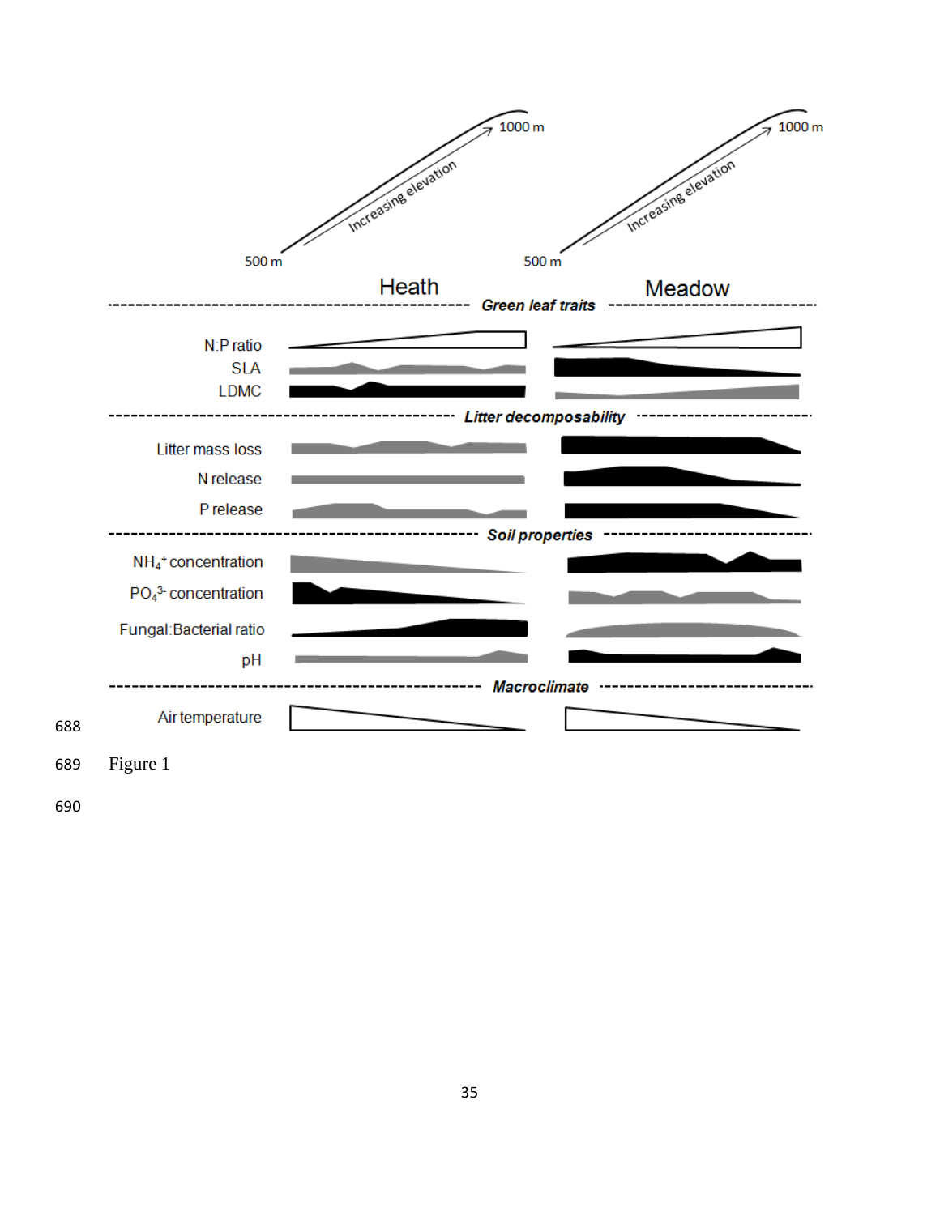500 m — Increasing elevation → 1000 m (Heath)

500 m — Increasing elevation → 1000 m (Meadow)

| | Heath | Meadow |
|---|---|---|
| ***Green leaf traits*** | | |
| N:P ratio | | |
| SLA | | |
| LDMC | | |
| ***Litter decomposability*** | | |
| Litter mass loss | | |
| N release | | |
| P release | | |
| ***Soil properties*** | | |
| $NH_4^+$ concentration | | |
| $PO_4^{3-}$ concentration | | |
| Fungal:Bacterial ratio | | |
| pH | | |
| ***Macroclimate*** | | |
| Air temperature | | |

Figure 1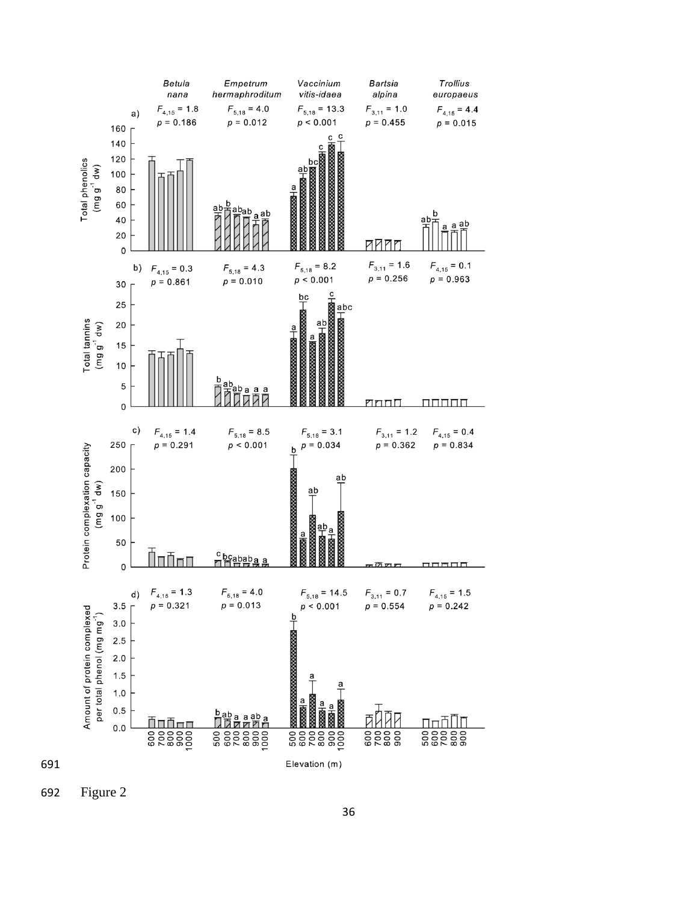Figure 2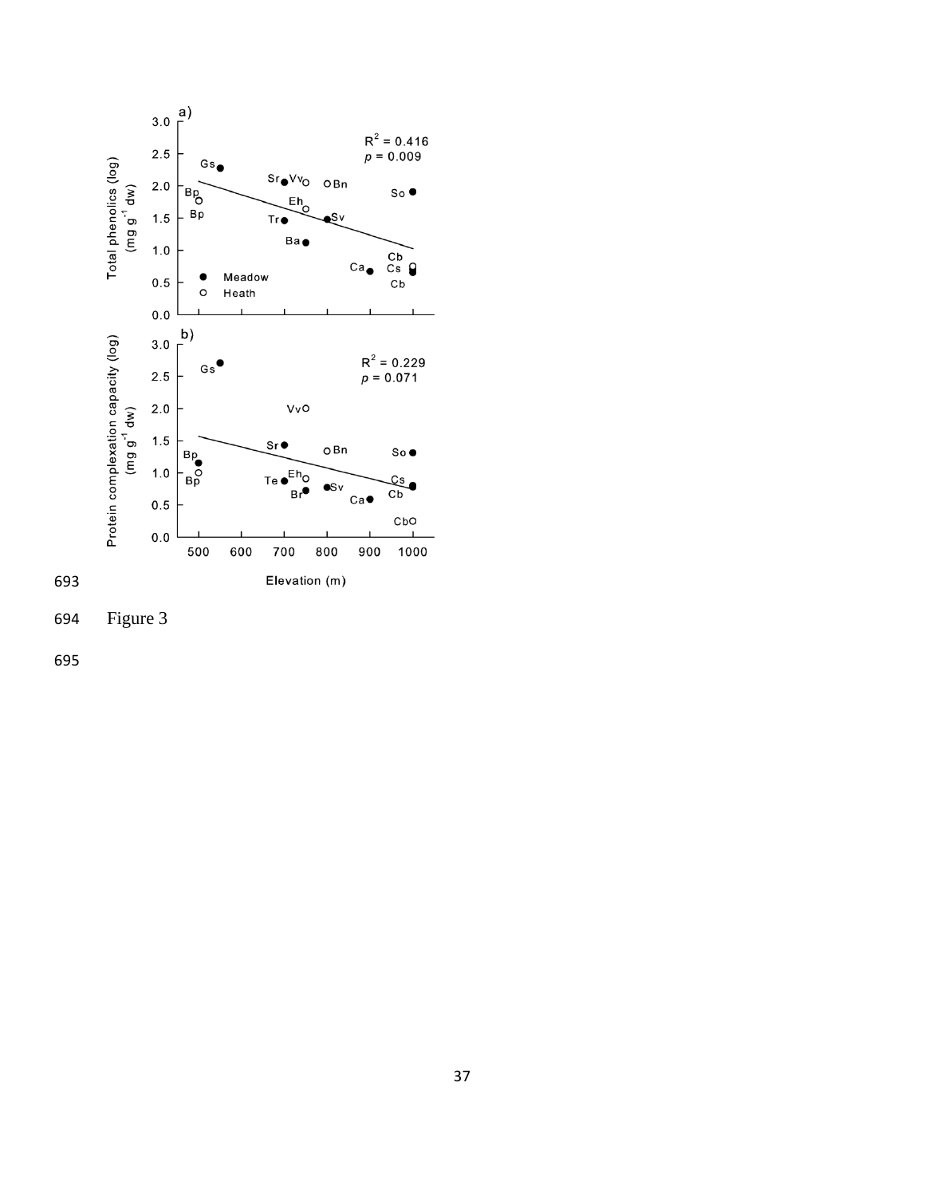Figure 3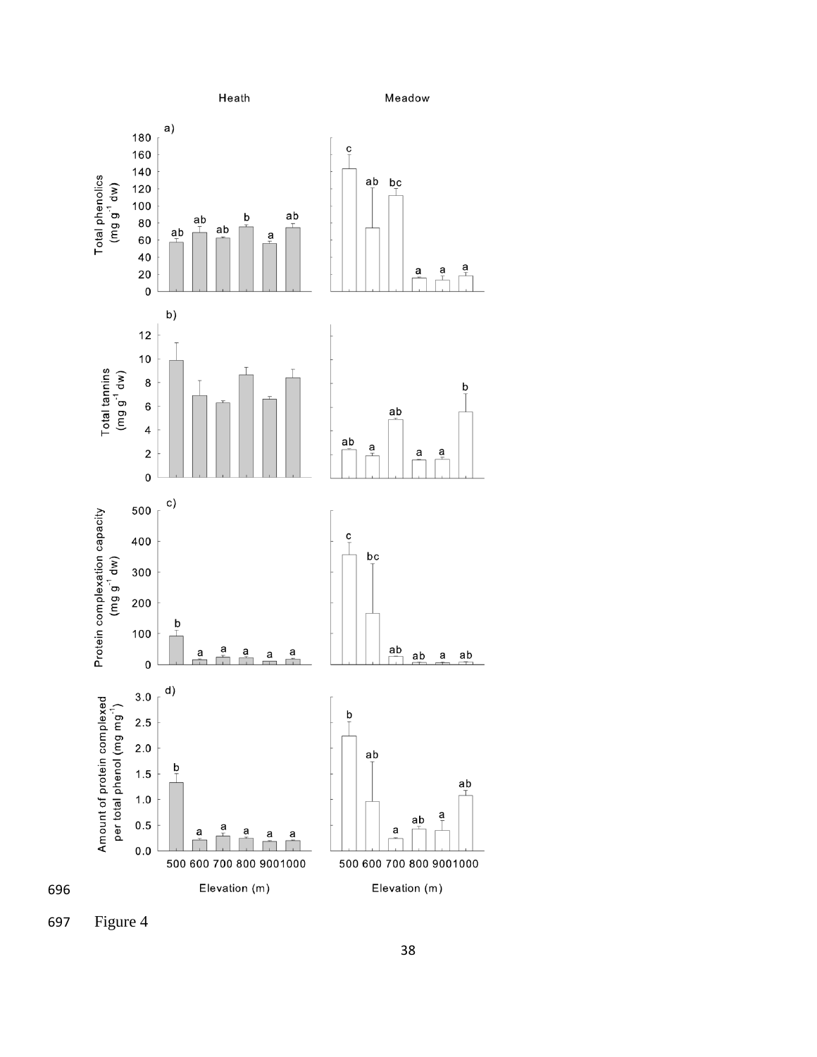Heath

Meadow

a)

180
160
140
120
100
80
60
40
20
0

Total phenolics (mg g$^{-1}$ dw)

ab ab ab b a ab

c ab bc a a a

b)

12
10
8
6
4
2
0

Total tannins (mg g$^{-1}$ dw)

ab a ab a a b

c)

500
400
300
200
100
0

Protein complexation capacity (mg g$^{-1}$ dw)

b a a a a a

c bc ab ab a ab

d)

3.0
2.5
2.0
1.5
1.0
0.5
0.0

Amount of protein complexed per total phenol (mg mg$^{-1}$)

b a a a a a

b ab a ab a ab

500 600 700 800 900 1000

500 600 700 800 900 1000

Elevation (m)

Elevation (m)

Figure 4